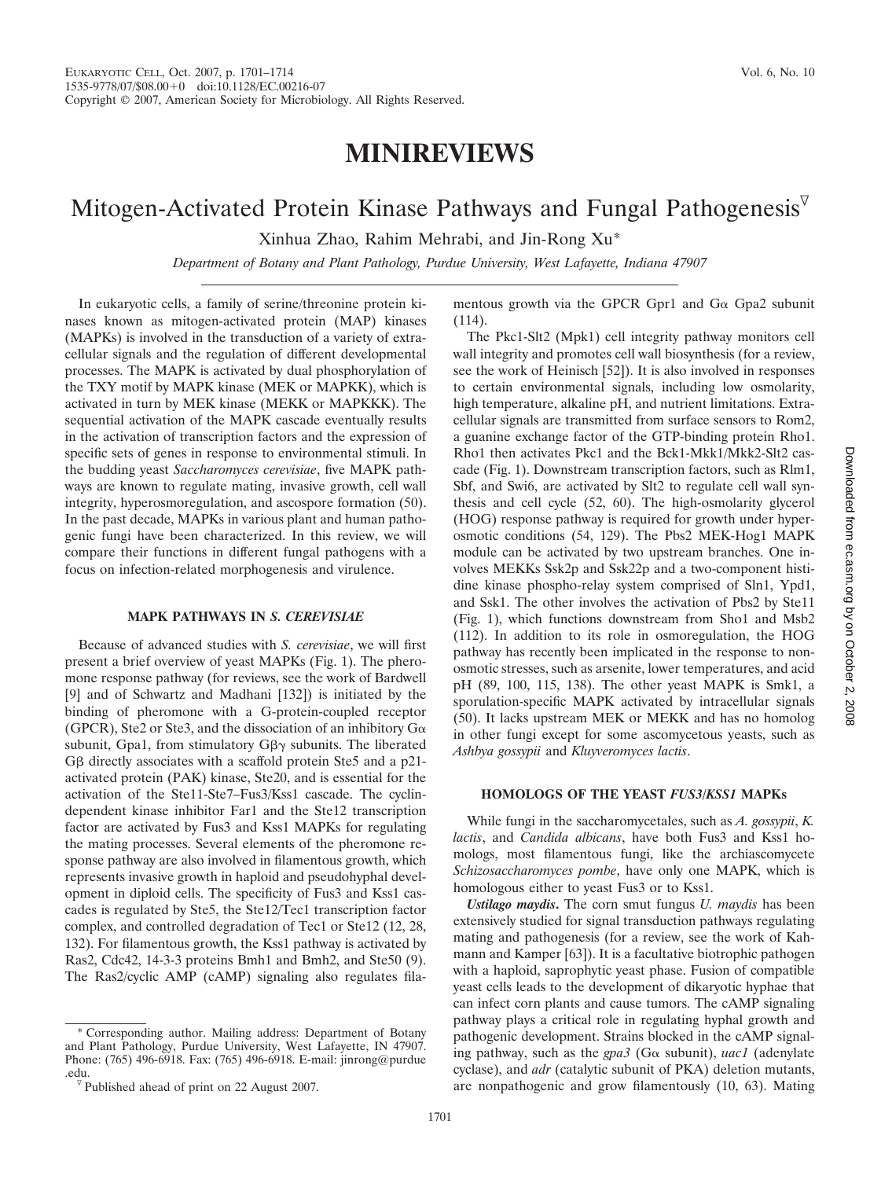# MINIREVIEWS

## Mitogen-Activated Protein Kinase Pathways and Fungal Pathogenesis[▽]

Xinhua Zhao, Rahim Mehrabi, and Jin-Rong Xu*

*Department of Botany and Plant Pathology, Purdue University, West Lafayette, Indiana 47907*

In eukaryotic cells, a family of serine/threonine protein kinases known as mitogen-activated protein (MAP) kinases (MAPKs) is involved in the transduction of a variety of extracellular signals and the regulation of different developmental processes. The MAPK is activated by dual phosphorylation of the TXY motif by MAPK kinase (MEK or MAPKK), which is activated in turn by MEK kinase (MEKK or MAPKKK). The sequential activation of the MAPK cascade eventually results in the activation of transcription factors and the expression of specific sets of genes in response to environmental stimuli. In the budding yeast *Saccharomyces cerevisiae*, five MAPK pathways are known to regulate mating, invasive growth, cell wall integrity, hyperosmoregulation, and ascospore formation (50). In the past decade, MAPKs in various plant and human pathogenic fungi have been characterized. In this review, we will compare their functions in different fungal pathogens with a focus on infection-related morphogenesis and virulence.

### MAPK PATHWAYS IN *S. CEREVISIAE*

Because of advanced studies with *S. cerevisiae*, we will first present a brief overview of yeast MAPKs (Fig. 1). The pheromone response pathway (for reviews, see the work of Bardwell [9] and of Schwartz and Madhani [132]) is initiated by the binding of pheromone with a G-protein-coupled receptor (GPCR), Ste2 or Ste3, and the dissociation of an inhibitory Gα subunit, Gpa1, from stimulatory Gβγ subunits. The liberated Gβ directly associates with a scaffold protein Ste5 and a p21-activated protein (PAK) kinase, Ste20, and is essential for the activation of the Ste11-Ste7–Fus3/Kss1 cascade. The cyclin-dependent kinase inhibitor Far1 and the Ste12 transcription factor are activated by Fus3 and Kss1 MAPKs for regulating the mating processes. Several elements of the pheromone response pathway are also involved in filamentous growth, which represents invasive growth in haploid and pseudohyphal development in diploid cells. The specificity of Fus3 and Kss1 cascades is regulated by Ste5, the Ste12/Tec1 transcription factor complex, and controlled degradation of Tec1 or Ste12 (12, 28, 132). For filamentous growth, the Kss1 pathway is activated by Ras2, Cdc42, 14-3-3 proteins Bmh1 and Bmh2, and Ste50 (9). The Ras2/cyclic AMP (cAMP) signaling also regulates filamentous growth via the GPCR Gpr1 and Gα Gpa2 subunit (114).

The Pkc1-Slt2 (Mpk1) cell integrity pathway monitors cell wall integrity and promotes cell wall biosynthesis (for a review, see the work of Heinisch [52]). It is also involved in responses to certain environmental signals, including low osmolarity, high temperature, alkaline pH, and nutrient limitations. Extracellular signals are transmitted from surface sensors to Rom2, a guanine exchange factor of the GTP-binding protein Rho1. Rho1 then activates Pkc1 and the Bck1-Mkk1/Mkk2-Slt2 cascade (Fig. 1). Downstream transcription factors, such as Rlm1, Sbf, and Swi6, are activated by Slt2 to regulate cell wall synthesis and cell cycle (52, 60). The high-osmolarity glycerol (HOG) response pathway is required for growth under hyperosmotic conditions (54, 129). The Pbs2 MEK-Hog1 MAPK module can be activated by two upstream branches. One involves MEKKs Ssk2p and Ssk22p and a two-component histidine kinase phospho-relay system comprised of Sln1, Ypd1, and Ssk1. The other involves the activation of Pbs2 by Ste11 (Fig. 1), which functions downstream from Sho1 and Msb2 (112). In addition to its role in osmoregulation, the HOG pathway has recently been implicated in the response to nonosmotic stresses, such as arsenite, lower temperatures, and acid pH (89, 100, 115, 138). The other yeast MAPK is Smk1, a sporulation-specific MAPK activated by intracellular signals (50). It lacks upstream MEK or MEKK and has no homolog in other fungi except for some ascomycetous yeasts, such as *Ashbya gossypii* and *Kluyveromyces lactis*.

### HOMOLOGS OF THE YEAST *FUS3/KSS1* MAPKs

While fungi in the saccharomycetales, such as *A. gossypii*, *K. lactis*, and *Candida albicans*, have both Fus3 and Kss1 homologs, most filamentous fungi, like the archiascomycete *Schizosaccharomyces pombe*, have only one MAPK, which is homologous either to yeast Fus3 or to Kss1.

***Ustilago maydis*.** The corn smut fungus *U. maydis* has been extensively studied for signal transduction pathways regulating mating and pathogenesis (for a review, see the work of Kahmann and Kamper [63]). It is a facultative biotrophic pathogen with a haploid, saprophytic yeast phase. Fusion of compatible yeast cells leads to the development of dikaryotic hyphae that can infect corn plants and cause tumors. The cAMP signaling pathway plays a critical role in regulating hyphal growth and pathogenic development. Strains blocked in the cAMP signaling pathway, such as the *gpa3* (Gα subunit), *uac1* (adenylate cyclase), and *adr* (catalytic subunit of PKA) deletion mutants, are nonpathogenic and grow filamentously (10, 63). Mating

---

* Corresponding author. Mailing address: Department of Botany and Plant Pathology, Purdue University, West Lafayette, IN 47907. Phone: (765) 496-6918. Fax: (765) 496-6918. E-mail: jinrong@purdue.edu.

▽ Published ahead of print on 22 August 2007.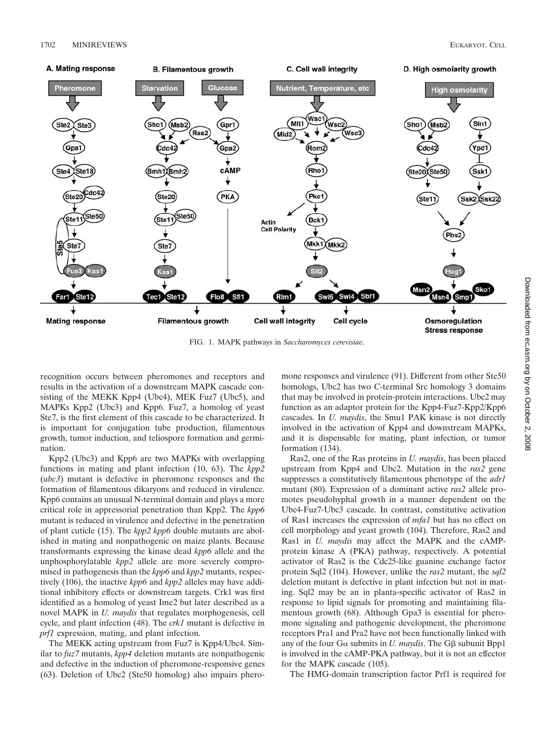FIG. 1. MAPK pathways in *Saccharomyces cerevisiae*.

recognition occurs between pheromones and receptors and results in the activation of a downstream MAPK cascade consisting of the MEKK Kpp4 (Ubc4), MEK Fuz7 (Ubc5), and MAPKs Kpp2 (Ubc3) and Kpp6. Fuz7, a homolog of yeast Ste7, is the first element of this cascade to be characterized. It is important for conjugation tube production, filamentous growth, tumor induction, and teliospore formation and germination.

Kpp2 (Ubc3) and Kpp6 are two MAPKs with overlapping functions in mating and plant infection (10, 63). The *kpp2* (*ubc3*) mutant is defective in pheromone responses and the formation of filamentous dikaryons and reduced in virulence. Kpp6 contains an unusual N-terminal domain and plays a more critical role in appressorial penetration than Kpp2. The *kpp6* mutant is reduced in virulence and defective in the penetration of plant cuticle (15). The *kpp2 kpp6* double mutants are abolished in mating and nonpathogenic on maize plants. Because transformants expressing the kinase dead *kpp6* allele and the unphosphorylatable *kpp2* allele are more severely compromised in pathogenesis than the *kpp6* and *kpp2* mutants, respectively (106), the inactive *kpp6* and *kpp2* alleles may have additional inhibitory effects or downstream targets. Crk1 was first identified as a homolog of yeast Ime2 but later described as a novel MAPK in *U. maydis* that regulates morphogenesis, cell cycle, and plant infection (48). The *crk1* mutant is defective in *prf1* expression, mating, and plant infection.

The MEKK acting upstream from Fuz7 is Kpp4/Ubc4. Similar to *fuz7* mutants, *kpp4* deletion mutants are nonpathogenic and defective in the induction of pheromone-responsive genes (63). Deletion of Ubc2 (Ste50 homolog) also impairs pheromone responses and virulence (91). Different from other Ste50 homologs, Ubc2 has two C-terminal Src homology 3 domains that may be involved in protein-protein interactions. Ubc2 may function as an adaptor protein for the Kpp4-Fuz7-Kpp2/Kpp6 cascades. In *U. maydis*, the Smu1 PAK kinase is not directly involved in the activation of Kpp4 and downstream MAPKs, and it is dispensable for mating, plant infection, or tumor formation (134).

Ras2, one of the Ras proteins in *U. maydis*, has been placed upstream from Kpp4 and Ubc2. Mutation in the *ras2* gene suppresses a constitutively filamentous phenotype of the *adr1* mutant (80). Expression of a dominant active *ras2* allele promotes pseudohyphal growth in a manner dependent on the Ubc4-Fuz7-Ubc3 cascade. In contrast, constitutive activation of Ras1 increases the expression of *mfa1* but has no effect on cell morphology and yeast growth (104). Therefore, Ras2 and Ras1 in *U. maydis* may affect the MAPK and the cAMP-protein kinase A (PKA) pathway, respectively. A potential activator of Ras2 is the Cdc25-like guanine exchange factor protein Sql2 (104). However, unlike the *ras2* mutant, the *sql2* deletion mutant is defective in plant infection but not in mating. Sql2 may be an in planta-specific activator of Ras2 in response to lipid signals for promoting and maintaining filamentous growth (68). Although Gpa3 is essential for pheromone signaling and pathogenic development, the pheromone receptors Pra1 and Pra2 have not been functionally linked with any of the four Gα submits in *U. maydis*. The Gβ subunit Bpp1 is involved in the cAMP-PKA pathway, but it is not an effector for the MAPK cascade (105).

The HMG-domain transcription factor Prf1 is required for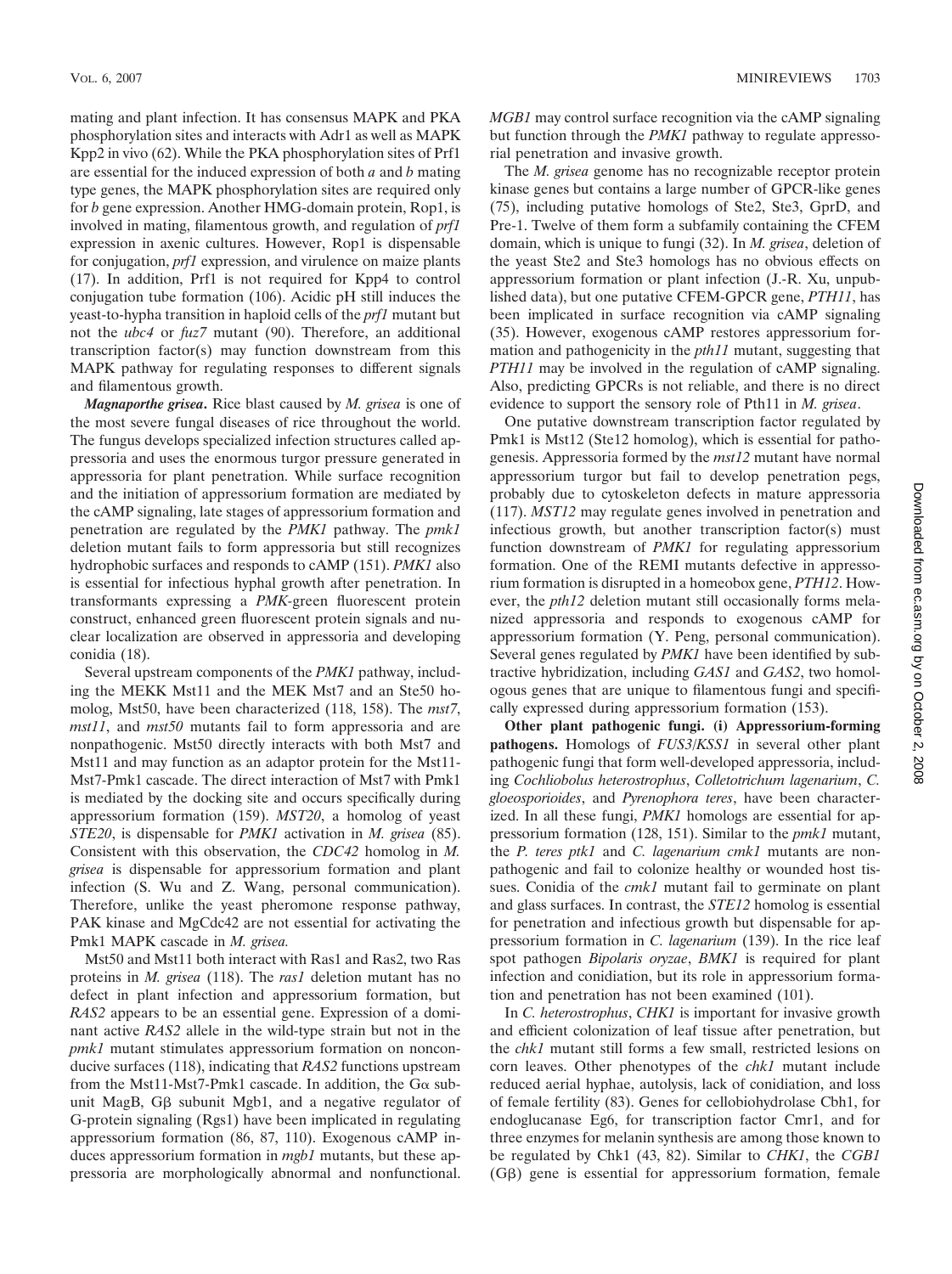mating and plant infection. It has consensus MAPK and PKA phosphorylation sites and interacts with Adr1 as well as MAPK Kpp2 in vivo (62). While the PKA phosphorylation sites of Prf1 are essential for the induced expression of both *a* and *b* mating type genes, the MAPK phosphorylation sites are required only for *b* gene expression. Another HMG-domain protein, Rop1, is involved in mating, filamentous growth, and regulation of *prf1* expression in axenic cultures. However, Rop1 is dispensable for conjugation, *prf1* expression, and virulence on maize plants (17). In addition, Prf1 is not required for Kpp4 to control conjugation tube formation (106). Acidic pH still induces the yeast-to-hypha transition in haploid cells of the *prf1* mutant but not the *ubc4* or *fuz7* mutant (90). Therefore, an additional transcription factor(s) may function downstream from this MAPK pathway for regulating responses to different signals and filamentous growth.

***Magnaporthe grisea*.** Rice blast caused by *M. grisea* is one of the most severe fungal diseases of rice throughout the world. The fungus develops specialized infection structures called appressoria and uses the enormous turgor pressure generated in appressoria for plant penetration. While surface recognition and the initiation of appressorium formation are mediated by the cAMP signaling, late stages of appressorium formation and penetration are regulated by the *PMK1* pathway. The *pmk1* deletion mutant fails to form appressoria but still recognizes hydrophobic surfaces and responds to cAMP (151). *PMK1* also is essential for infectious hyphal growth after penetration. In transformants expressing a *PMK*-green fluorescent protein construct, enhanced green fluorescent protein signals and nuclear localization are observed in appressoria and developing conidia (18).

Several upstream components of the *PMK1* pathway, including the MEKK Mst11 and the MEK Mst7 and an Ste50 homolog, Mst50, have been characterized (118, 158). The *mst7*, *mst11*, and *mst50* mutants fail to form appressoria and are nonpathogenic. Mst50 directly interacts with both Mst7 and Mst11 and may function as an adaptor protein for the Mst11-Mst7-Pmk1 cascade. The direct interaction of Mst7 with Pmk1 is mediated by the docking site and occurs specifically during appressorium formation (159). *MST20*, a homolog of yeast *STE20*, is dispensable for *PMK1* activation in *M. grisea* (85). Consistent with this observation, the *CDC42* homolog in *M. grisea* is dispensable for appressorium formation and plant infection (S. Wu and Z. Wang, personal communication). Therefore, unlike the yeast pheromone response pathway, PAK kinase and MgCdc42 are not essential for activating the Pmk1 MAPK cascade in *M. grisea.*

Mst50 and Mst11 both interact with Ras1 and Ras2, two Ras proteins in *M. grisea* (118). The *ras1* deletion mutant has no defect in plant infection and appressorium formation, but *RAS2* appears to be an essential gene. Expression of a dominant active *RAS2* allele in the wild-type strain but not in the *pmk1* mutant stimulates appressorium formation on nonconducive surfaces (118), indicating that *RAS2* functions upstream from the Mst11-Mst7-Pmk1 cascade. In addition, the Gα subunit MagB, Gβ subunit Mgb1, and a negative regulator of G-protein signaling (Rgs1) have been implicated in regulating appressorium formation (86, 87, 110). Exogenous cAMP induces appressorium formation in *mgb1* mutants, but these appressoria are morphologically abnormal and nonfunctional. *MGB1* may control surface recognition via the cAMP signaling but function through the *PMK1* pathway to regulate appressorial penetration and invasive growth.

The *M. grisea* genome has no recognizable receptor protein kinase genes but contains a large number of GPCR-like genes (75), including putative homologs of Ste2, Ste3, GprD, and Pre-1. Twelve of them form a subfamily containing the CFEM domain, which is unique to fungi (32). In *M. grisea*, deletion of the yeast Ste2 and Ste3 homologs has no obvious effects on appressorium formation or plant infection (J.-R. Xu, unpublished data), but one putative CFEM-GPCR gene, *PTH11*, has been implicated in surface recognition via cAMP signaling (35). However, exogenous cAMP restores appressorium formation and pathogenicity in the *pth11* mutant, suggesting that *PTH11* may be involved in the regulation of cAMP signaling. Also, predicting GPCRs is not reliable, and there is no direct evidence to support the sensory role of Pth11 in *M. grisea*.

One putative downstream transcription factor regulated by Pmk1 is Mst12 (Ste12 homolog), which is essential for pathogenesis. Appressoria formed by the *mst12* mutant have normal appressorium turgor but fail to develop penetration pegs, probably due to cytoskeleton defects in mature appressoria (117). *MST12* may regulate genes involved in penetration and infectious growth, but another transcription factor(s) must function downstream of *PMK1* for regulating appressorium formation. One of the REMI mutants defective in appressorium formation is disrupted in a homeobox gene, *PTH12*. However, the *pth12* deletion mutant still occasionally forms melanized appressoria and responds to exogenous cAMP for appressorium formation (Y. Peng, personal communication). Several genes regulated by *PMK1* have been identified by subtractive hybridization, including *GAS1* and *GAS2*, two homologous genes that are unique to filamentous fungi and specifically expressed during appressorium formation (153).

**Other plant pathogenic fungi. (i) Appressorium-forming pathogens.** Homologs of *FUS3*/*KSS1* in several other plant pathogenic fungi that form well-developed appressoria, including *Cochliobolus heterostrophus*, *Colletotrichum lagenarium*, *C. gloeosporioides*, and *Pyrenophora teres*, have been characterized. In all these fungi, *PMK1* homologs are essential for appressorium formation (128, 151). Similar to the *pmk1* mutant, the *P. teres ptk1* and *C. lagenarium cmk1* mutants are nonpathogenic and fail to colonize healthy or wounded host tissues. Conidia of the *cmk1* mutant fail to germinate on plant and glass surfaces. In contrast, the *STE12* homolog is essential for penetration and infectious growth but dispensable for appressorium formation in *C. lagenarium* (139). In the rice leaf spot pathogen *Bipolaris oryzae*, *BMK1* is required for plant infection and conidiation, but its role in appressorium formation and penetration has not been examined (101).

In *C. heterostrophus*, *CHK1* is important for invasive growth and efficient colonization of leaf tissue after penetration, but the *chk1* mutant still forms a few small, restricted lesions on corn leaves. Other phenotypes of the *chk1* mutant include reduced aerial hyphae, autolysis, lack of conidiation, and loss of female fertility (83). Genes for cellobiohydrolase Cbh1, for endoglucanase Eg6, for transcription factor Cmr1, and for three enzymes for melanin synthesis are among those known to be regulated by Chk1 (43, 82). Similar to *CHK1*, the *CGB1* (Gβ) gene is essential for appressorium formation, female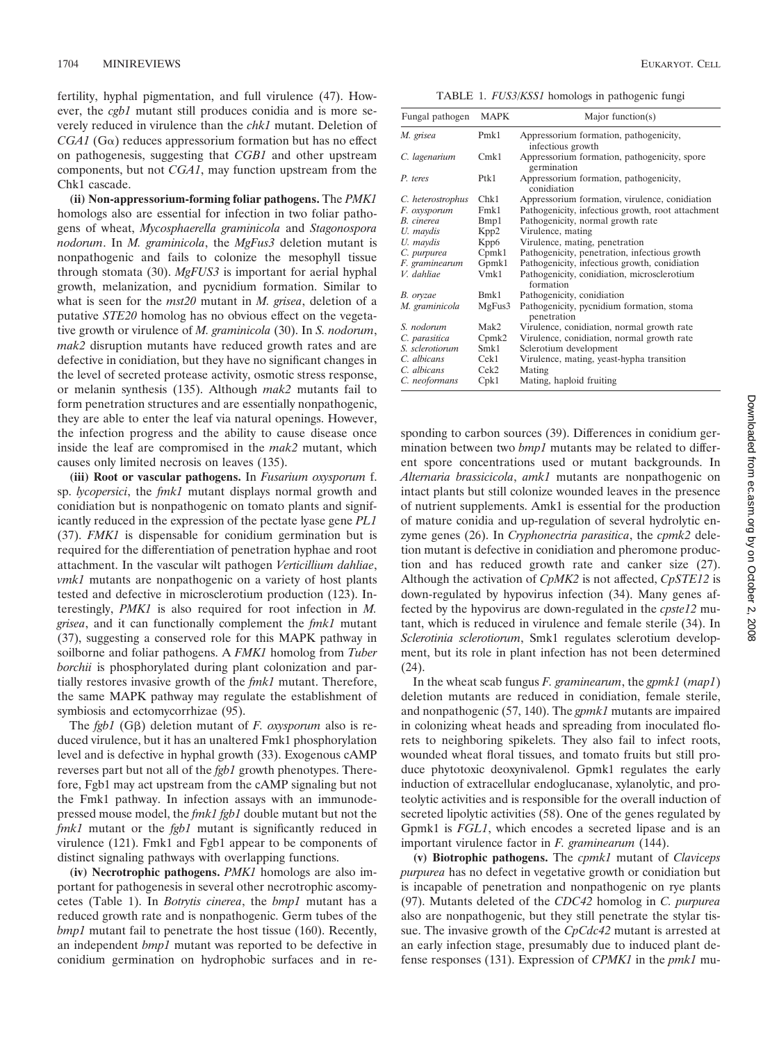fertility, hyphal pigmentation, and full virulence (47). However, the *cgb1* mutant still produces conidia and is more severely reduced in virulence than the *chk1* mutant. Deletion of *CGA1* (Gα) reduces appressorium formation but has no effect on pathogenesis, suggesting that *CGB1* and other upstream components, but not *CGA1*, may function upstream from the Chk1 cascade.

**(ii) Non-appressorium-forming foliar pathogens.** The *PMK1* homologs also are essential for infection in two foliar pathogens of wheat, *Mycosphaerella graminicola* and *Stagonospora nodorum*. In *M. graminicola*, the *MgFus3* deletion mutant is nonpathogenic and fails to colonize the mesophyll tissue through stomata (30). *MgFUS3* is important for aerial hyphal growth, melanization, and pycnidium formation. Similar to what is seen for the *mst20* mutant in *M. grisea*, deletion of a putative *STE20* homolog has no obvious effect on the vegetative growth or virulence of *M. graminicola* (30). In *S. nodorum*, *mak2* disruption mutants have reduced growth rates and are defective in conidiation, but they have no significant changes in the level of secreted protease activity, osmotic stress response, or melanin synthesis (135). Although *mak2* mutants fail to form penetration structures and are essentially nonpathogenic, they are able to enter the leaf via natural openings. However, the infection progress and the ability to cause disease once inside the leaf are compromised in the *mak2* mutant, which causes only limited necrosis on leaves (135).

**(iii) Root or vascular pathogens.** In *Fusarium oxysporum* f. sp. *lycopersici*, the *fmk1* mutant displays normal growth and conidiation but is nonpathogenic on tomato plants and significantly reduced in the expression of the pectate lyase gene *PL1* (37). *FMK1* is dispensable for conidium germination but is required for the differentiation of penetration hyphae and root attachment. In the vascular wilt pathogen *Verticillium dahliae*, *vmk1* mutants are nonpathogenic on a variety of host plants tested and defective in microsclerotium production (123). Interestingly, *PMK1* is also required for root infection in *M. grisea*, and it can functionally complement the *fmk1* mutant (37), suggesting a conserved role for this MAPK pathway in soilborne and foliar pathogens. A *FMK1* homolog from *Tuber borchii* is phosphorylated during plant colonization and partially restores invasive growth of the *fmk1* mutant. Therefore, the same MAPK pathway may regulate the establishment of symbiosis and ectomycorrhizae (95).

The *fgb1* (Gβ) deletion mutant of *F. oxysporum* also is reduced virulence, but it has an unaltered Fmk1 phosphorylation level and is defective in hyphal growth (33). Exogenous cAMP reverses part but not all of the *fgb1* growth phenotypes. Therefore, Fgb1 may act upstream from the cAMP signaling but not the Fmk1 pathway. In infection assays with an immunodepressed mouse model, the *fmk1 fgb1* double mutant but not the *fmk1* mutant or the *fgb1* mutant is significantly reduced in virulence (121). Fmk1 and Fgb1 appear to be components of distinct signaling pathways with overlapping functions.

**(iv) Necrotrophic pathogens.** *PMK1* homologs are also important for pathogenesis in several other necrotrophic ascomycetes (Table 1). In *Botrytis cinerea*, the *bmp1* mutant has a reduced growth rate and is nonpathogenic. Germ tubes of the *bmp1* mutant fail to penetrate the host tissue (160). Recently, an independent *bmp1* mutant was reported to be defective in conidium germination on hydrophobic surfaces and in responding to carbon sources (39). Differences in conidium germination between two *bmp1* mutants may be related to different spore concentrations used or mutant backgrounds. In *Alternaria brassicicola*, *amk1* mutants are nonpathogenic on intact plants but still colonize wounded leaves in the presence of nutrient supplements. Amk1 is essential for the production of mature conidia and up-regulation of several hydrolytic enzyme genes (26). In *Cryphonectria parasitica*, the *cpmk2* deletion mutant is defective in conidiation and pheromone production and has reduced growth rate and canker size (27). Although the activation of *CpMK2* is not affected, *CpSTE12* is down-regulated by hypovirus infection (34). Many genes affected by the hypovirus are down-regulated in the *cpste12* mutant, which is reduced in virulence and female sterile (34). In *Sclerotinia sclerotiorum*, Smk1 regulates sclerotium development, but its role in plant infection has not been determined (24).

TABLE 1. *FUS3/KSS1* homologs in pathogenic fungi

| Fungal pathogen | MAPK | Major function(s) |
|---|---|---|
| *M. grisea* | Pmk1 | Appressorium formation, pathogenicity, infectious growth |
| *C. lagenarium* | Cmk1 | Appressorium formation, pathogenicity, spore germination |
| *P. teres* | Ptk1 | Appressorium formation, pathogenicity, conidiation |
| *C. heterostrophus* | Chk1 | Appressorium formation, virulence, conidiation |
| *F. oxysporum* | Fmk1 | Pathogenicity, infectious growth, root attachment |
| *B. cinerea* | Bmp1 | Pathogenicity, normal growth rate |
| *U. maydis* | Kpp2 | Virulence, mating |
| *U. maydis* | Kpp6 | Virulence, mating, penetration |
| *C. purpurea* | Cpmk1 | Pathogenicity, penetration, infectious growth |
| *F. graminearum* | Gpmk1 | Pathogenicity, infectious growth, conidiation |
| *V. dahliae* | Vmk1 | Pathogenicity, conidiation, microsclerotium formation |
| *B. oryzae* | Bmk1 | Pathogenicity, conidiation |
| *M. graminicola* | MgFus3 | Pathogenicity, pycnidium formation, stoma penetration |
| *S. nodorum* | Mak2 | Virulence, conidiation, normal growth rate |
| *C. parasitica* | Cpmk2 | Virulence, conidiation, normal growth rate |
| *S. sclerotiorum* | Smk1 | Sclerotium development |
| *C. albicans* | Cek1 | Virulence, mating, yeast-hypha transition |
| *C. albicans* | Cek2 | Mating |
| *C. neoformans* | Cpk1 | Mating, haploid fruiting |

In the wheat scab fungus *F. graminearum*, the *gpmk1* (*map1*) deletion mutants are reduced in conidiation, female sterile, and nonpathogenic (57, 140). The *gpmk1* mutants are impaired in colonizing wheat heads and spreading from inoculated florets to neighboring spikelets. They also fail to infect roots, wounded wheat floral tissues, and tomato fruits but still produce phytotoxic deoxynivalenol. Gpmk1 regulates the early induction of extracellular endoglucanase, xylanolytic, and proteolytic activities and is responsible for the overall induction of secreted lipolytic activities (58). One of the genes regulated by Gpmk1 is *FGL1*, which encodes a secreted lipase and is an important virulence factor in *F. graminearum* (144).

**(v) Biotrophic pathogens.** The *cpmk1* mutant of *Claviceps purpurea* has no defect in vegetative growth or conidiation but is incapable of penetration and nonpathogenic on rye plants (97). Mutants deleted of the *CDC42* homolog in *C. purpurea* also are nonpathogenic, but they still penetrate the stylar tissue. The invasive growth of the *CpCdc42* mutant is arrested at an early infection stage, presumably due to induced plant defense responses (131). Expression of *CPMK1* in the *pmk1* mu-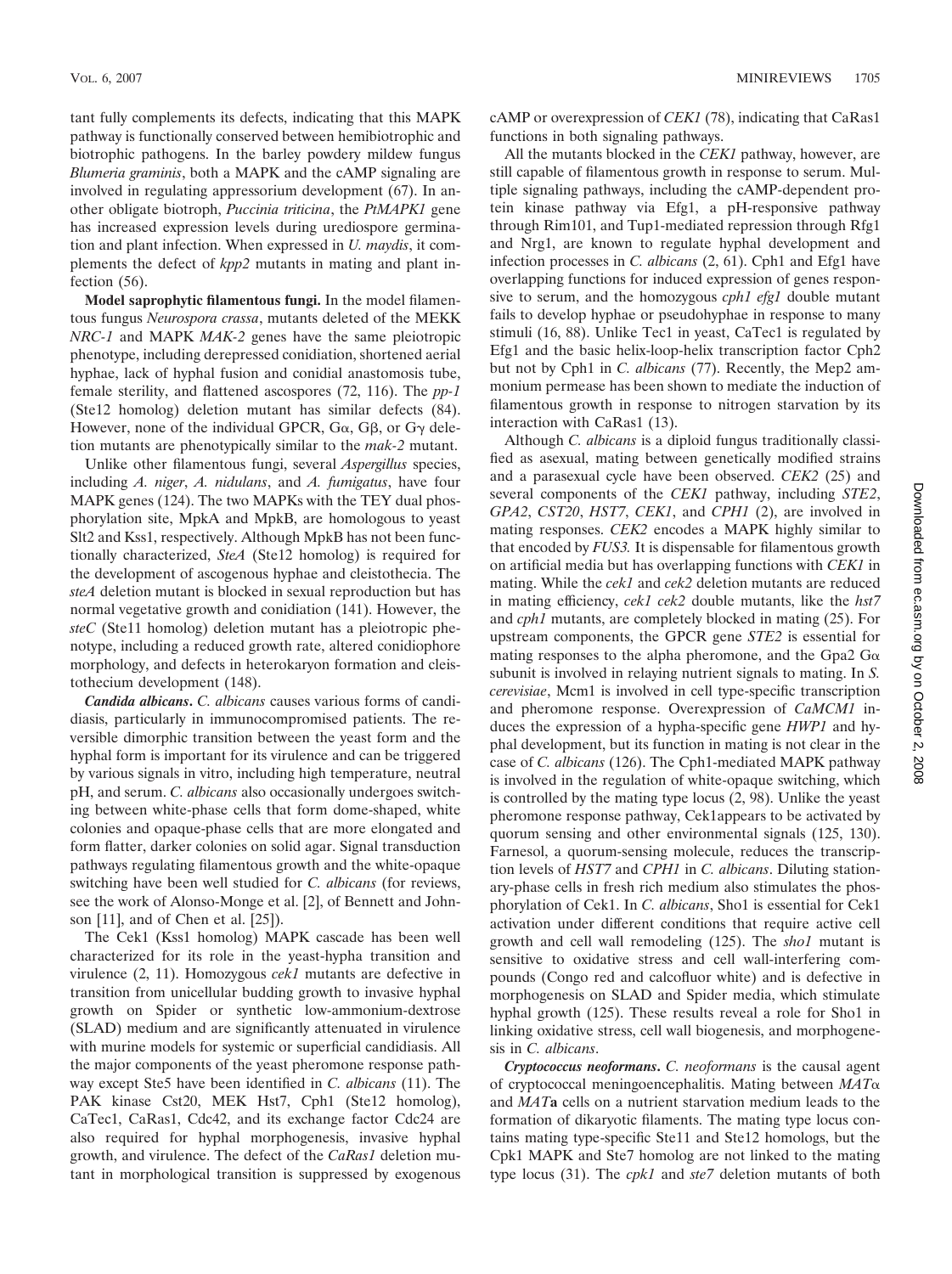tant fully complements its defects, indicating that this MAPK pathway is functionally conserved between hemibiotrophic and biotrophic pathogens. In the barley powdery mildew fungus *Blumeria graminis*, both a MAPK and the cAMP signaling are involved in regulating appressorium development (67). In another obligate biotroph, *Puccinia triticina*, the *PtMAPK1* gene has increased expression levels during urediospore germination and plant infection. When expressed in *U. maydis*, it complements the defect of *kpp2* mutants in mating and plant infection (56).

**Model saprophytic filamentous fungi.** In the model filamentous fungus *Neurospora crassa*, mutants deleted of the MEKK *NRC-1* and MAPK *MAK-2* genes have the same pleiotropic phenotype, including derepressed conidiation, shortened aerial hyphae, lack of hyphal fusion and conidial anastomosis tube, female sterility, and flattened ascospores (72, 116). The *pp-1* (Ste12 homolog) deletion mutant has similar defects (84). However, none of the individual GPCR, Gα, Gβ, or Gγ deletion mutants are phenotypically similar to the *mak-2* mutant.

Unlike other filamentous fungi, several *Aspergillus* species, including *A. niger*, *A. nidulans*, and *A. fumigatus*, have four MAPK genes (124). The two MAPKs with the TEY dual phosphorylation site, MpkA and MpkB, are homologous to yeast Slt2 and Kss1, respectively. Although MpkB has not been functionally characterized, *SteA* (Ste12 homolog) is required for the development of ascogenous hyphae and cleistothecia. The *steA* deletion mutant is blocked in sexual reproduction but has normal vegetative growth and conidiation (141). However, the *steC* (Ste11 homolog) deletion mutant has a pleiotropic phenotype, including a reduced growth rate, altered conidiophore morphology, and defects in heterokaryon formation and cleistothecium development (148).

***Candida albicans*.** *C. albicans* causes various forms of candidiasis, particularly in immunocompromised patients. The reversible dimorphic transition between the yeast form and the hyphal form is important for its virulence and can be triggered by various signals in vitro, including high temperature, neutral pH, and serum. *C. albicans* also occasionally undergoes switching between white-phase cells that form dome-shaped, white colonies and opaque-phase cells that are more elongated and form flatter, darker colonies on solid agar. Signal transduction pathways regulating filamentous growth and the white-opaque switching have been well studied for *C. albicans* (for reviews, see the work of Alonso-Monge et al. [2], of Bennett and Johnson [11], and of Chen et al. [25]).

The Cek1 (Kss1 homolog) MAPK cascade has been well characterized for its role in the yeast-hypha transition and virulence (2, 11). Homozygous *cek1* mutants are defective in transition from unicellular budding growth to invasive hyphal growth on Spider or synthetic low-ammonium-dextrose (SLAD) medium and are significantly attenuated in virulence with murine models for systemic or superficial candidiasis. All the major components of the yeast pheromone response pathway except Ste5 have been identified in *C. albicans* (11). The PAK kinase Cst20, MEK Hst7, Cph1 (Ste12 homolog), CaTec1, CaRas1, Cdc42, and its exchange factor Cdc24 are also required for hyphal morphogenesis, invasive hyphal growth, and virulence. The defect of the *CaRas1* deletion mutant in morphological transition is suppressed by exogenous cAMP or overexpression of *CEK1* (78), indicating that CaRas1 functions in both signaling pathways.

All the mutants blocked in the *CEK1* pathway, however, are still capable of filamentous growth in response to serum. Multiple signaling pathways, including the cAMP-dependent protein kinase pathway via Efg1, a pH-responsive pathway through Rim101, and Tup1-mediated repression through Rfg1 and Nrg1, are known to regulate hyphal development and infection processes in *C. albicans* (2, 61). Cph1 and Efg1 have overlapping functions for induced expression of genes responsive to serum, and the homozygous *cph1 efg1* double mutant fails to develop hyphae or pseudohyphae in response to many stimuli (16, 88). Unlike Tec1 in yeast, CaTec1 is regulated by Efg1 and the basic helix-loop-helix transcription factor Cph2 but not by Cph1 in *C. albicans* (77). Recently, the Mep2 ammonium permease has been shown to mediate the induction of filamentous growth in response to nitrogen starvation by its interaction with CaRas1 (13).

Although *C. albicans* is a diploid fungus traditionally classified as asexual, mating between genetically modified strains and a parasexual cycle have been observed. *CEK2* (25) and several components of the *CEK1* pathway, including *STE2*, *GPA2*, *CST20*, *HST7*, *CEK1*, and *CPH1* (2), are involved in mating responses. *CEK2* encodes a MAPK highly similar to that encoded by *FUS3.* It is dispensable for filamentous growth on artificial media but has overlapping functions with *CEK1* in mating. While the *cek1* and *cek2* deletion mutants are reduced in mating efficiency, *cek1 cek2* double mutants, like the *hst7* and *cph1* mutants, are completely blocked in mating (25). For upstream components, the GPCR gene *STE2* is essential for mating responses to the alpha pheromone, and the Gpa2 Gα subunit is involved in relaying nutrient signals to mating. In *S. cerevisiae*, Mcm1 is involved in cell type-specific transcription and pheromone response. Overexpression of *CaMCM1* induces the expression of a hypha-specific gene *HWP1* and hyphal development, but its function in mating is not clear in the case of *C. albicans* (126). The Cph1-mediated MAPK pathway is involved in the regulation of white-opaque switching, which is controlled by the mating type locus (2, 98). Unlike the yeast pheromone response pathway, Cek1appears to be activated by quorum sensing and other environmental signals (125, 130). Farnesol, a quorum-sensing molecule, reduces the transcription levels of *HST7* and *CPH1* in *C. albicans*. Diluting stationary-phase cells in fresh rich medium also stimulates the phosphorylation of Cek1. In *C. albicans*, Sho1 is essential for Cek1 activation under different conditions that require active cell growth and cell wall remodeling (125). The *sho1* mutant is sensitive to oxidative stress and cell wall-interfering compounds (Congo red and calcofluor white) and is defective in morphogenesis on SLAD and Spider media, which stimulate hyphal growth (125). These results reveal a role for Sho1 in linking oxidative stress, cell wall biogenesis, and morphogenesis in *C. albicans*.

***Cryptococcus neoformans*.** *C. neoformans* is the causal agent of cryptococcal meningoencephalitis. Mating between *MAT*α and *MAT***a** cells on a nutrient starvation medium leads to the formation of dikaryotic filaments. The mating type locus contains mating type-specific Ste11 and Ste12 homologs, but the Cpk1 MAPK and Ste7 homolog are not linked to the mating type locus (31). The *cpk1* and *ste7* deletion mutants of both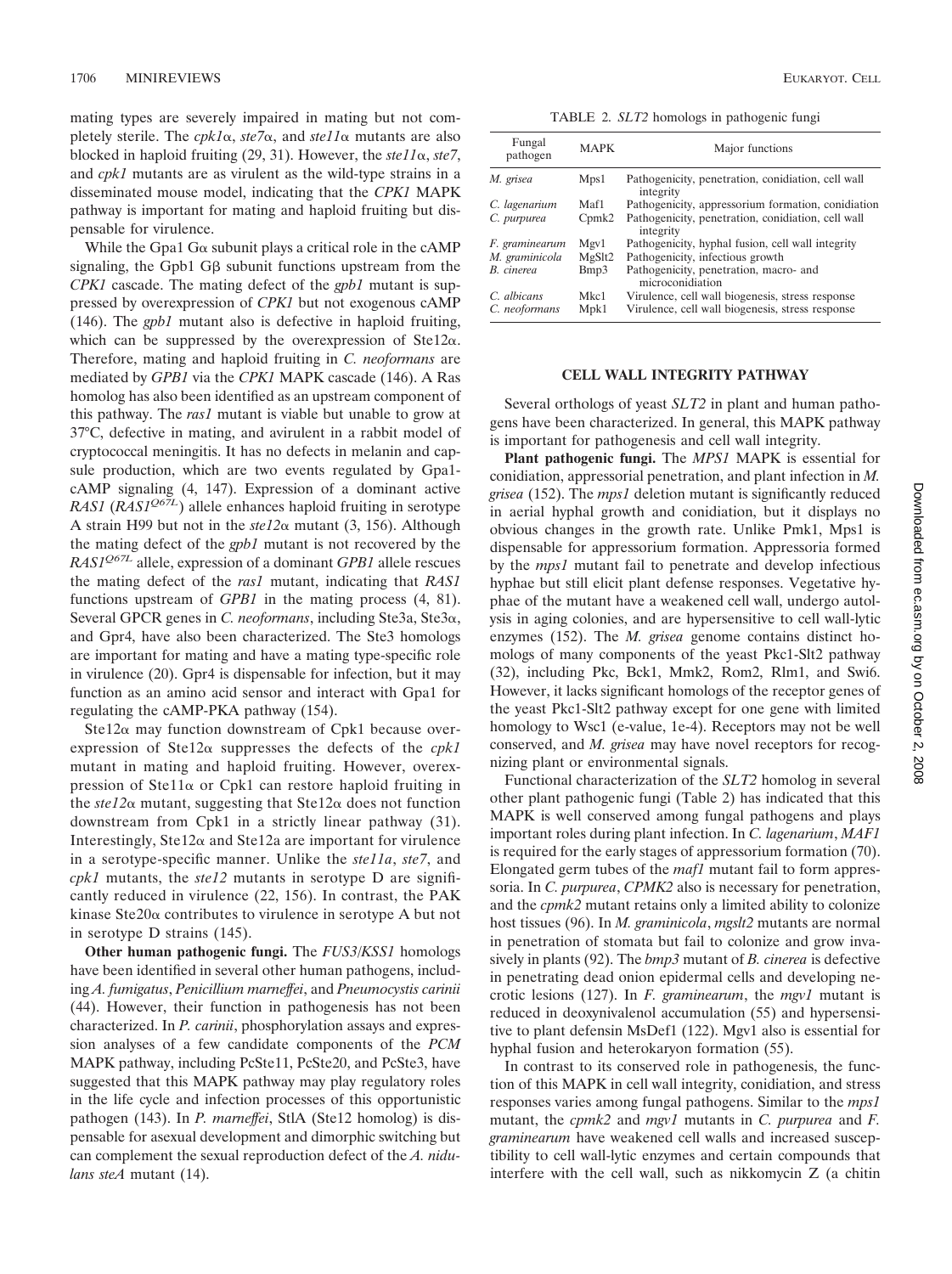mating types are severely impaired in mating but not completely sterile. The *cpk1α*, *ste7α*, and *ste11α* mutants are also blocked in haploid fruiting (29, 31). However, the *ste11α*, *ste7*, and *cpk1* mutants are as virulent as the wild-type strains in a disseminated mouse model, indicating that the *CPK1* MAPK pathway is important for mating and haploid fruiting but dispensable for virulence.

While the Gpa1 Gα subunit plays a critical role in the cAMP signaling, the Gpb1 Gβ subunit functions upstream from the *CPK1* cascade. The mating defect of the *gpb1* mutant is suppressed by overexpression of *CPK1* but not exogenous cAMP (146). The *gpb1* mutant also is defective in haploid fruiting, which can be suppressed by the overexpression of Ste12α. Therefore, mating and haploid fruiting in *C. neoformans* are mediated by *GPB1* via the *CPK1* MAPK cascade (146). A Ras homolog has also been identified as an upstream component of this pathway. The *ras1* mutant is viable but unable to grow at 37°C, defective in mating, and avirulent in a rabbit model of cryptococcal meningitis. It has no defects in melanin and capsule production, which are two events regulated by Gpa1-cAMP signaling (4, 147). Expression of a dominant active *RAS1* ($RAS1^{Q67L}$) allele enhances haploid fruiting in serotype A strain H99 but not in the *ste12α* mutant (3, 156). Although the mating defect of the *gpb1* mutant is not recovered by the $RAS1^{Q67L}$ allele, expression of a dominant *GPB1* allele rescues the mating defect of the *ras1* mutant, indicating that *RAS1* functions upstream of *GPB1* in the mating process (4, 81). Several GPCR genes in *C. neoformans*, including Ste3a, Ste3α, and Gpr4, have also been characterized. The Ste3 homologs are important for mating and have a mating type-specific role in virulence (20). Gpr4 is dispensable for infection, but it may function as an amino acid sensor and interact with Gpa1 for regulating the cAMP-PKA pathway (154).

Ste12α may function downstream of Cpk1 because overexpression of Ste12α suppresses the defects of the *cpk1* mutant in mating and haploid fruiting. However, overexpression of Ste11α or Cpk1 can restore haploid fruiting in the *ste12α* mutant, suggesting that Ste12α does not function downstream from Cpk1 in a strictly linear pathway (31). Interestingly, Ste12α and Ste12a are important for virulence in a serotype-specific manner. Unlike the *ste11a*, *ste7*, and *cpk1* mutants, the *ste12* mutants in serotype D are significantly reduced in virulence (22, 156). In contrast, the PAK kinase Ste20α contributes to virulence in serotype A but not in serotype D strains (145).

**Other human pathogenic fungi.** The *FUS3*/*KSS1* homologs have been identified in several other human pathogens, including *A. fumigatus*, *Penicillium marneffei*, and *Pneumocystis carinii* (44). However, their function in pathogenesis has not been characterized. In *P. carinii*, phosphorylation assays and expression analyses of a few candidate components of the *PCM* MAPK pathway, including PcSte11, PcSte20, and PcSte3, have suggested that this MAPK pathway may play regulatory roles in the life cycle and infection processes of this opportunistic pathogen (143). In *P. marneffei*, StlA (Ste12 homolog) is dispensable for asexual development and dimorphic switching but can complement the sexual reproduction defect of the *A. nidulans steA* mutant (14).

TABLE 2. *SLT2* homologs in pathogenic fungi

| Fungal pathogen | MAPK | Major functions |
|---|---|---|
| *M. grisea* | Mps1 | Pathogenicity, penetration, conidiation, cell wall integrity |
| *C. lagenarium* | Maf1 | Pathogenicity, appressorium formation, conidiation |
| *C. purpurea* | Cpmk2 | Pathogenicity, penetration, conidiation, cell wall integrity |
| *F. graminearum* | Mgv1 | Pathogenicity, hyphal fusion, cell wall integrity |
| *M. graminicola* | MgSlt2 | Pathogenicity, infectious growth |
| *B. cinerea* | Bmp3 | Pathogenicity, penetration, macro- and microconidiation |
| *C. albicans* | Mkc1 | Virulence, cell wall biogenesis, stress response |
| *C. neoformans* | Mpk1 | Virulence, cell wall biogenesis, stress response |

## CELL WALL INTEGRITY PATHWAY

Several orthologs of yeast *SLT2* in plant and human pathogens have been characterized. In general, this MAPK pathway is important for pathogenesis and cell wall integrity.

**Plant pathogenic fungi.** The *MPS1* MAPK is essential for conidiation, appressorial penetration, and plant infection in *M. grisea* (152). The *mps1* deletion mutant is significantly reduced in aerial hyphal growth and conidiation, but it displays no obvious changes in the growth rate. Unlike Pmk1, Mps1 is dispensable for appressorium formation. Appressoria formed by the *mps1* mutant fail to penetrate and develop infectious hyphae but still elicit plant defense responses. Vegetative hyphae of the mutant have a weakened cell wall, undergo autolysis in aging colonies, and are hypersensitive to cell wall-lytic enzymes (152). The *M. grisea* genome contains distinct homologs of many components of the yeast Pkc1-Slt2 pathway (32), including Pkc, Bck1, Mmk2, Rom2, Rlm1, and Swi6. However, it lacks significant homologs of the receptor genes of the yeast Pkc1-Slt2 pathway except for one gene with limited homology to Wsc1 (e-value, 1e-4). Receptors may not be well conserved, and *M. grisea* may have novel receptors for recognizing plant or environmental signals.

Functional characterization of the *SLT2* homolog in several other plant pathogenic fungi (Table 2) has indicated that this MAPK is well conserved among fungal pathogens and plays important roles during plant infection. In *C. lagenarium*, *MAF1* is required for the early stages of appressorium formation (70). Elongated germ tubes of the *maf1* mutant fail to form appressoria. In *C. purpurea*, *CPMK2* also is necessary for penetration, and the *cpmk2* mutant retains only a limited ability to colonize host tissues (96). In *M. graminicola*, *mgslt2* mutants are normal in penetration of stomata but fail to colonize and grow invasively in plants (92). The *bmp3* mutant of *B. cinerea* is defective in penetrating dead onion epidermal cells and developing necrotic lesions (127). In *F. graminearum*, the *mgv1* mutant is reduced in deoxynivalenol accumulation (55) and hypersensitive to plant defensin MsDef1 (122). Mgv1 also is essential for hyphal fusion and heterokaryon formation (55).

In contrast to its conserved role in pathogenesis, the function of this MAPK in cell wall integrity, conidiation, and stress responses varies among fungal pathogens. Similar to the *mps1* mutant, the *cpmk2* and *mgv1* mutants in *C. purpurea* and *F. graminearum* have weakened cell walls and increased susceptibility to cell wall-lytic enzymes and certain compounds that interfere with the cell wall, such as nikkomycin Z (a chitin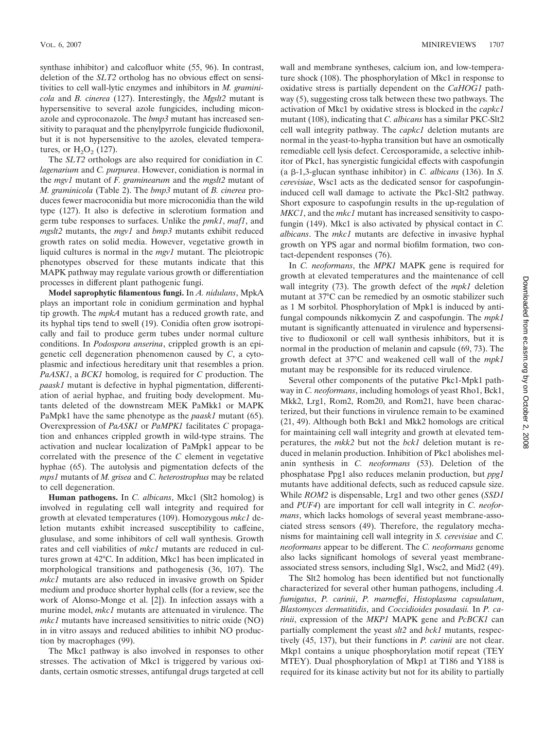synthase inhibitor) and calcofluor white (55, 96). In contrast, deletion of the *SLT2* ortholog has no obvious effect on sensitivities to cell wall-lytic enzymes and inhibitors in *M. graminicola* and *B. cinerea* (127). Interestingly, the *Mgslt2* mutant is hypersensitive to several azole fungicides, including miconazole and cyproconazole. The *bmp3* mutant has increased sensitivity to paraquat and the phenylpyrrole fungicide fludioxonil, but it is not hypersensitive to the azoles, elevated temperatures, or $H_2O_2$ (127).

The *SLT2* orthologs are also required for conidiation in *C. lagenarium* and *C. purpurea*. However, conidiation is normal in the *mgv1* mutant of *F. graminearum* and the *mgslt2* mutant of *M. graminicola* (Table 2). The *bmp3* mutant of *B. cinerea* produces fewer macroconidia but more microconidia than the wild type (127). It also is defective in sclerotium formation and germ tube responses to surfaces. Unlike the *pmk1*, *maf1*, and *mgslt2* mutants, the *mgv1* and *bmp3* mutants exhibit reduced growth rates on solid media. However, vegetative growth in liquid cultures is normal in the *mgv1* mutant. The pleiotropic phenotypes observed for these mutants indicate that this MAPK pathway may regulate various growth or differentiation processes in different plant pathogenic fungi.

**Model saprophytic filamentous fungi.** In *A. nidulans*, MpkA plays an important role in conidium germination and hyphal tip growth. The *mpkA* mutant has a reduced growth rate, and its hyphal tips tend to swell (19). Conidia often grow isotropically and fail to produce germ tubes under normal culture conditions. In *Podospora anserina*, crippled growth is an epigenetic cell degeneration phenomenon caused by *C*, a cytoplasmic and infectious hereditary unit that resembles a prion. *PaASK1*, a *BCK1* homolog, is required for *C* production. The *paask1* mutant is defective in hyphal pigmentation, differentiation of aerial hyphae, and fruiting body development. Mutants deleted of the downstream MEK PaMkk1 or MAPK PaMpk1 have the same phenotype as the *paask1* mutant (65). Overexpression of *PaASK1* or *PaMPK1* facilitates *C* propagation and enhances crippled growth in wild-type strains. The activation and nuclear localization of PaMpk1 appear to be correlated with the presence of the *C* element in vegetative hyphae (65). The autolysis and pigmentation defects of the *mps1* mutants of *M. grisea* and *C. heterostrophus* may be related to cell degeneration.

**Human pathogens.** In *C. albicans*, Mkc1 (Slt2 homolog) is involved in regulating cell wall integrity and required for growth at elevated temperatures (109). Homozygous *mkc1* deletion mutants exhibit increased susceptibility to caffeine, glusulase, and some inhibitors of cell wall synthesis. Growth rates and cell viabilities of *mkc1* mutants are reduced in cultures grown at 42°C. In addition, Mkc1 has been implicated in morphological transitions and pathogenesis (36, 107). The *mkc1* mutants are also reduced in invasive growth on Spider medium and produce shorter hyphal cells (for a review, see the work of Alonso-Monge et al. [2]). In infection assays with a murine model, *mkc1* mutants are attenuated in virulence. The *mkc1* mutants have increased sensitivities to nitric oxide (NO) in in vitro assays and reduced abilities to inhibit NO production by macrophages (99).

The Mkc1 pathway is also involved in responses to other stresses. The activation of Mkc1 is triggered by various oxidants, certain osmotic stresses, antifungal drugs targeted at cell wall and membrane syntheses, calcium ion, and low-temperature shock (108). The phosphorylation of Mkc1 in response to oxidative stress is partially dependent on the *CaHOG1* pathway (5), suggesting cross talk between these two pathways. The activation of Mkc1 by oxidative stress is blocked in the *capkc1* mutant (108), indicating that *C. albicans* has a similar PKC-Slt2 cell wall integrity pathway. The *capkc1* deletion mutants are normal in the yeast-to-hypha transition but have an osmotically remediable cell lysis defect. Cercosporamide, a selective inhibitor of Pkc1, has synergistic fungicidal effects with caspofungin (a β-1,3-glucan synthase inhibitor) in *C. albicans* (136). In *S. cerevisiae*, Wsc1 acts as the dedicated sensor for caspofungin-induced cell wall damage to activate the Pkc1-Slt2 pathway. Short exposure to caspofungin results in the up-regulation of *MKC1*, and the *mkc1* mutant has increased sensitivity to caspofungin (149). Mkc1 is also activated by physical contact in *C. albicans*. The *mkc1* mutants are defective in invasive hyphal growth on YPS agar and normal biofilm formation, two contact-dependent responses (76).

In *C. neoformans*, the *MPK1* MAPK gene is required for growth at elevated temperatures and the maintenance of cell wall integrity (73). The growth defect of the *mpk1* deletion mutant at 37°C can be remedied by an osmotic stabilizer such as 1 M sorbitol. Phosphorylation of Mpk1 is induced by antifungal compounds nikkomycin Z and caspofungin. The *mpk1* mutant is significantly attenuated in virulence and hypersensitive to fludioxonil or cell wall synthesis inhibitors, but it is normal in the production of melanin and capsule (69, 73). The growth defect at 37°C and weakened cell wall of the *mpk1* mutant may be responsible for its reduced virulence.

Several other components of the putative Pkc1-Mpk1 pathway in *C. neoformans*, including homologs of yeast Rho1, Bck1, Mkk2, Lrg1, Rom2, Rom20, and Rom21, have been characterized, but their functions in virulence remain to be examined (21, 49). Although both Bck1 and Mkk2 homologs are critical for maintaining cell wall integrity and growth at elevated temperatures, the *mkk2* but not the *bck1* deletion mutant is reduced in melanin production. Inhibition of Pkc1 abolishes melanin synthesis in *C. neoformans* (53). Deletion of the phosphatase Ppg1 also reduces melanin production, but *ppg1* mutants have additional defects, such as reduced capsule size. While *ROM2* is dispensable, Lrg1 and two other genes (*SSD1* and *PUF4*) are important for cell wall integrity in *C. neoformans*, which lacks homologs of several yeast membrane-associated stress sensors (49). Therefore, the regulatory mechanisms for maintaining cell wall integrity in *S. cerevisiae* and *C. neoformans* appear to be different. The *C. neoformans* genome also lacks significant homologs of several yeast membrane-associated stress sensors, including Slg1, Wsc2, and Mid2 (49).

The Slt2 homolog has been identified but not functionally characterized for several other human pathogens, including *A. fumigatus*, *P. carinii*, *P. marneffei*, *Histoplasma capsulatum*, *Blastomyces dermatitidis*, and *Coccidioides posadasii.* In *P. carinii*, expression of the *MKP1* MAPK gene and *PcBCK1* can partially complement the yeast *slt2* and *bck1* mutants, respectively (45, 137), but their functions in *P. carinii* are not clear. Mkp1 contains a unique phosphorylation motif repeat (TEY MTEY). Dual phosphorylation of Mkp1 at T186 and Y188 is required for its kinase activity but not for its ability to partially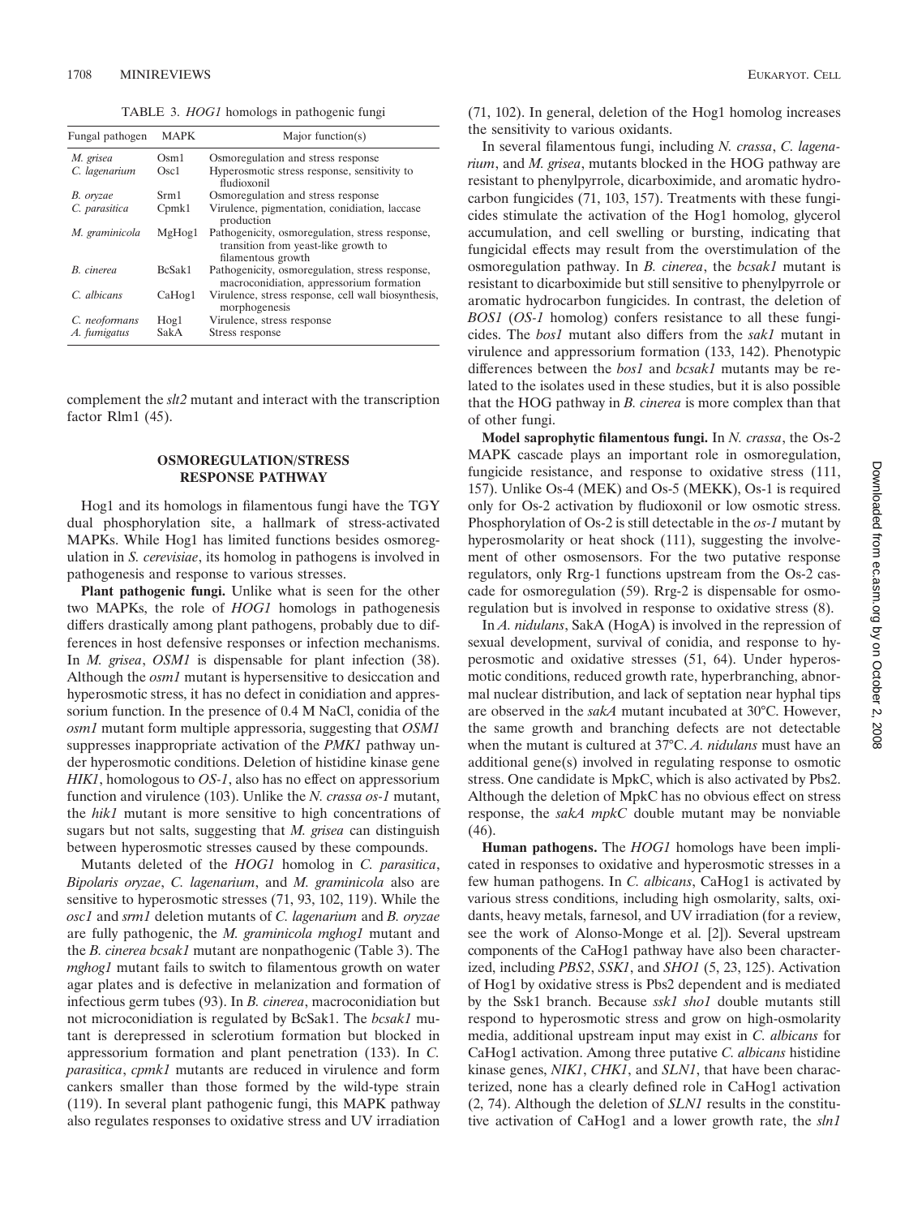TABLE 3. *HOG1* homologs in pathogenic fungi

| Fungal pathogen | MAPK | Major function(s) |
| --- | --- | --- |
| *M. grisea* | Osm1 | Osmoregulation and stress response |
| *C. lagenarium* | Osc1 | Hyperosmotic stress response, sensitivity to fludioxonil |
| *B. oryzae* | Srm1 | Osmoregulation and stress response |
| *C. parasitica* | Cpmk1 | Virulence, pigmentation, conidiation, laccase production |
| *M. graminicola* | MgHog1 | Pathogenicity, osmoregulation, stress response, transition from yeast-like growth to filamentous growth |
| *B. cinerea* | BcSak1 | Pathogenicity, osmoregulation, stress response, macroconidiation, appressorium formation |
| *C. albicans* | CaHog1 | Virulence, stress response, cell wall biosynthesis, morphogenesis |
| *C. neoformans* | Hog1 | Virulence, stress response |
| *A. fumigatus* | SakA | Stress response |

complement the *slt2* mutant and interact with the transcription factor Rlm1 (45).

## OSMOREGULATION/STRESS RESPONSE PATHWAY

Hog1 and its homologs in filamentous fungi have the TGY dual phosphorylation site, a hallmark of stress-activated MAPKs. While Hog1 has limited functions besides osmoregulation in *S. cerevisiae*, its homolog in pathogens is involved in pathogenesis and response to various stresses.

**Plant pathogenic fungi.** Unlike what is seen for the other two MAPKs, the role of *HOG1* homologs in pathogenesis differs drastically among plant pathogens, probably due to differences in host defensive responses or infection mechanisms. In *M. grisea*, *OSM1* is dispensable for plant infection (38). Although the *osm1* mutant is hypersensitive to desiccation and hyperosmotic stress, it has no defect in conidiation and appressorium function. In the presence of 0.4 M NaCl, conidia of the *osm1* mutant form multiple appressoria, suggesting that *OSM1* suppresses inappropriate activation of the *PMK1* pathway under hyperosmotic conditions. Deletion of histidine kinase gene *HIK1*, homologous to *OS-1*, also has no effect on appressorium function and virulence (103). Unlike the *N. crassa os-1* mutant, the *hik1* mutant is more sensitive to high concentrations of sugars but not salts, suggesting that *M. grisea* can distinguish between hyperosmotic stresses caused by these compounds.

Mutants deleted of the *HOG1* homolog in *C. parasitica*, *Bipolaris oryzae*, *C. lagenarium*, and *M. graminicola* also are sensitive to hyperosmotic stresses (71, 93, 102, 119). While the *osc1* and *srm1* deletion mutants of *C. lagenarium* and *B. oryzae* are fully pathogenic, the *M. graminicola mghog1* mutant and the *B. cinerea bcsak1* mutant are nonpathogenic (Table 3). The *mghog1* mutant fails to switch to filamentous growth on water agar plates and is defective in melanization and formation of infectious germ tubes (93). In *B. cinerea*, macroconidiation but not microconidiation is regulated by BcSak1. The *bcsak1* mutant is derepressed in sclerotium formation but blocked in appressorium formation and plant penetration (133). In *C. parasitica*, *cpmk1* mutants are reduced in virulence and form cankers smaller than those formed by the wild-type strain (119). In several plant pathogenic fungi, this MAPK pathway also regulates responses to oxidative stress and UV irradiation (71, 102). In general, deletion of the Hog1 homolog increases the sensitivity to various oxidants.

In several filamentous fungi, including *N. crassa*, *C. lagenarium*, and *M. grisea*, mutants blocked in the HOG pathway are resistant to phenylpyrrole, dicarboximide, and aromatic hydrocarbon fungicides (71, 103, 157). Treatments with these fungicides stimulate the activation of the Hog1 homolog, glycerol accumulation, and cell swelling or bursting, indicating that fungicidal effects may result from the overstimulation of the osmoregulation pathway. In *B. cinerea*, the *bcsak1* mutant is resistant to dicarboximide but still sensitive to phenylpyrrole or aromatic hydrocarbon fungicides. In contrast, the deletion of *BOS1* (*OS-1* homolog) confers resistance to all these fungicides. The *bos1* mutant also differs from the *sak1* mutant in virulence and appressorium formation (133, 142). Phenotypic differences between the *bos1* and *bcsak1* mutants may be related to the isolates used in these studies, but it is also possible that the HOG pathway in *B. cinerea* is more complex than that of other fungi.

**Model saprophytic filamentous fungi.** In *N. crassa*, the Os-2 MAPK cascade plays an important role in osmoregulation, fungicide resistance, and response to oxidative stress (111, 157). Unlike Os-4 (MEK) and Os-5 (MEKK), Os-1 is required only for Os-2 activation by fludioxonil or low osmotic stress. Phosphorylation of Os-2 is still detectable in the *os-1* mutant by hyperosmolarity or heat shock (111), suggesting the involvement of other osmosensors. For the two putative response regulators, only Rrg-1 functions upstream from the Os-2 cascade for osmoregulation (59). Rrg-2 is dispensable for osmoregulation but is involved in response to oxidative stress (8).

In *A. nidulans*, SakA (HogA) is involved in the repression of sexual development, survival of conidia, and response to hyperosmotic and oxidative stresses (51, 64). Under hyperosmotic conditions, reduced growth rate, hyperbranching, abnormal nuclear distribution, and lack of septation near hyphal tips are observed in the *sakA* mutant incubated at 30°C. However, the same growth and branching defects are not detectable when the mutant is cultured at 37°C. *A. nidulans* must have an additional gene(s) involved in regulating response to osmotic stress. One candidate is MpkC, which is also activated by Pbs2. Although the deletion of MpkC has no obvious effect on stress response, the *sakA mpkC* double mutant may be nonviable (46).

**Human pathogens.** The *HOG1* homologs have been implicated in responses to oxidative and hyperosmotic stresses in a few human pathogens. In *C. albicans*, CaHog1 is activated by various stress conditions, including high osmolarity, salts, oxidants, heavy metals, farnesol, and UV irradiation (for a review, see the work of Alonso-Monge et al. [2]). Several upstream components of the CaHog1 pathway have also been characterized, including *PBS2*, *SSK1*, and *SHO1* (5, 23, 125). Activation of Hog1 by oxidative stress is Pbs2 dependent and is mediated by the Ssk1 branch. Because *ssk1 sho1* double mutants still respond to hyperosmotic stress and grow on high-osmolarity media, additional upstream input may exist in *C. albicans* for CaHog1 activation. Among three putative *C. albicans* histidine kinase genes, *NIK1*, *CHK1*, and *SLN1*, that have been characterized, none has a clearly defined role in CaHog1 activation (2, 74). Although the deletion of *SLN1* results in the constitutive activation of CaHog1 and a lower growth rate, the *sln1*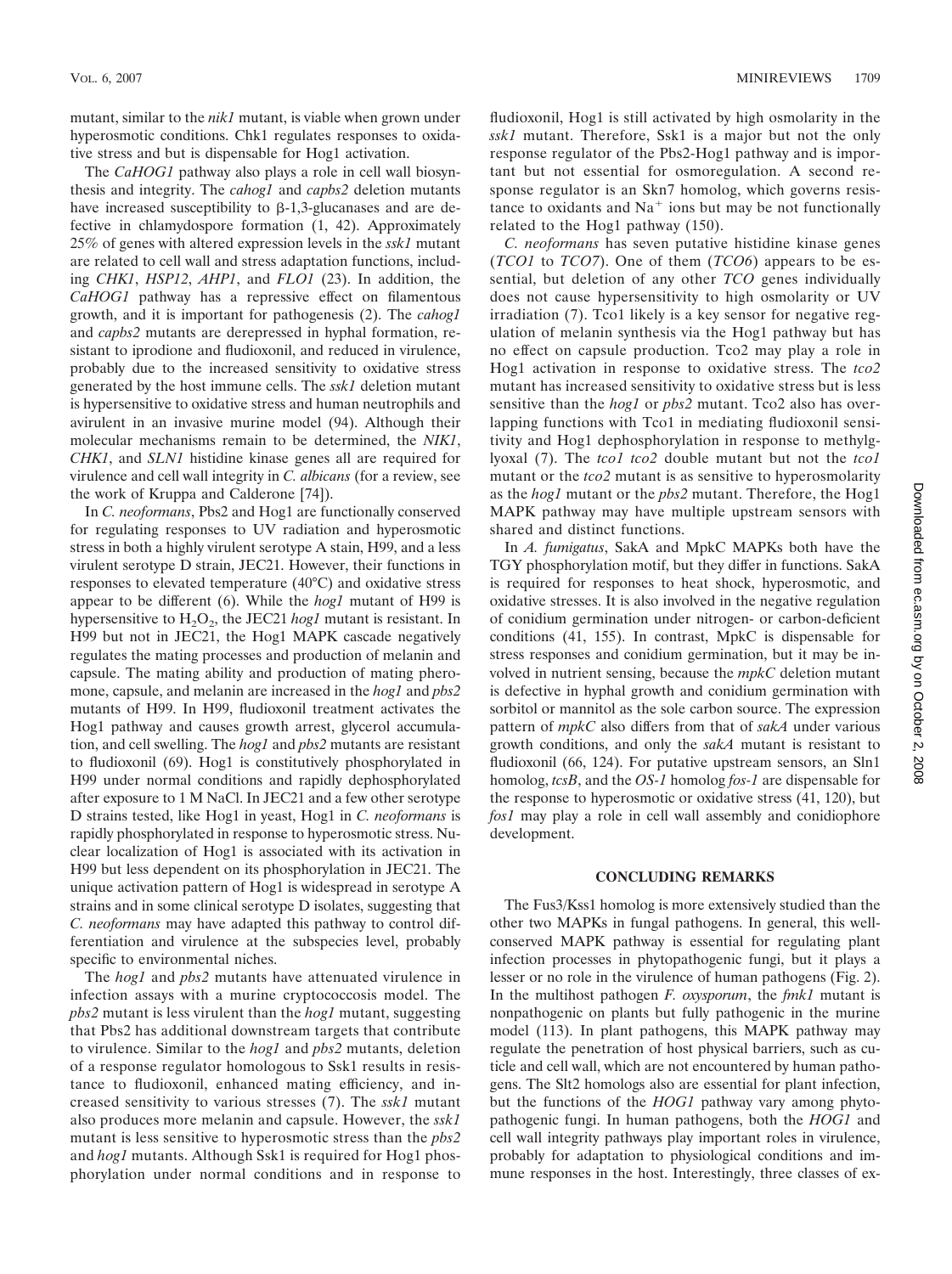mutant, similar to the *nik1* mutant, is viable when grown under hyperosmotic conditions. Chk1 regulates responses to oxidative stress and but is dispensable for Hog1 activation.

The *CaHOG1* pathway also plays a role in cell wall biosynthesis and integrity. The *cahog1* and *capbs2* deletion mutants have increased susceptibility to β-1,3-glucanases and are defective in chlamydospore formation (1, 42). Approximately 25% of genes with altered expression levels in the *ssk1* mutant are related to cell wall and stress adaptation functions, including *CHK1*, *HSP12*, *AHP1*, and *FLO1* (23). In addition, the *CaHOG1* pathway has a repressive effect on filamentous growth, and it is important for pathogenesis (2). The *cahog1* and *capbs2* mutants are derepressed in hyphal formation, resistant to iprodione and fludioxonil, and reduced in virulence, probably due to the increased sensitivity to oxidative stress generated by the host immune cells. The *ssk1* deletion mutant is hypersensitive to oxidative stress and human neutrophils and avirulent in an invasive murine model (94). Although their molecular mechanisms remain to be determined, the *NIK1*, *CHK1*, and *SLN1* histidine kinase genes all are required for virulence and cell wall integrity in *C. albicans* (for a review, see the work of Kruppa and Calderone [74]).

In *C. neoformans*, Pbs2 and Hog1 are functionally conserved for regulating responses to UV radiation and hyperosmotic stress in both a highly virulent serotype A stain, H99, and a less virulent serotype D strain, JEC21. However, their functions in responses to elevated temperature (40°C) and oxidative stress appear to be different (6). While the *hog1* mutant of H99 is hypersensitive to $H_2O_2$, the JEC21 *hog1* mutant is resistant. In H99 but not in JEC21, the Hog1 MAPK cascade negatively regulates the mating processes and production of melanin and capsule. The mating ability and production of mating pheromone, capsule, and melanin are increased in the *hog1* and *pbs2* mutants of H99. In H99, fludioxonil treatment activates the Hog1 pathway and causes growth arrest, glycerol accumulation, and cell swelling. The *hog1* and *pbs2* mutants are resistant to fludioxonil (69). Hog1 is constitutively phosphorylated in H99 under normal conditions and rapidly dephosphorylated after exposure to 1 M NaCl. In JEC21 and a few other serotype D strains tested, like Hog1 in yeast, Hog1 in *C. neoformans* is rapidly phosphorylated in response to hyperosmotic stress. Nuclear localization of Hog1 is associated with its activation in H99 but less dependent on its phosphorylation in JEC21. The unique activation pattern of Hog1 is widespread in serotype A strains and in some clinical serotype D isolates, suggesting that *C. neoformans* may have adapted this pathway to control differentiation and virulence at the subspecies level, probably specific to environmental niches.

The *hog1* and *pbs2* mutants have attenuated virulence in infection assays with a murine cryptococcosis model. The *pbs2* mutant is less virulent than the *hog1* mutant, suggesting that Pbs2 has additional downstream targets that contribute to virulence. Similar to the *hog1* and *pbs2* mutants, deletion of a response regulator homologous to Ssk1 results in resistance to fludioxonil, enhanced mating efficiency, and increased sensitivity to various stresses (7). The *ssk1* mutant also produces more melanin and capsule. However, the *ssk1* mutant is less sensitive to hyperosmotic stress than the *pbs2* and *hog1* mutants. Although Ssk1 is required for Hog1 phosphorylation under normal conditions and in response to fludioxonil, Hog1 is still activated by high osmolarity in the *ssk1* mutant. Therefore, Ssk1 is a major but not the only response regulator of the Pbs2-Hog1 pathway and is important but not essential for osmoregulation. A second response regulator is an Skn7 homolog, which governs resistance to oxidants and $Na^+$ ions but may be not functionally related to the Hog1 pathway (150).

*C. neoformans* has seven putative histidine kinase genes (*TCO1* to *TCO7*). One of them (*TCO6*) appears to be essential, but deletion of any other *TCO* genes individually does not cause hypersensitivity to high osmolarity or UV irradiation (7). Tco1 likely is a key sensor for negative regulation of melanin synthesis via the Hog1 pathway but has no effect on capsule production. Tco2 may play a role in Hog1 activation in response to oxidative stress. The *tco2* mutant has increased sensitivity to oxidative stress but is less sensitive than the *hog1* or *pbs2* mutant. Tco2 also has overlapping functions with Tco1 in mediating fludioxonil sensitivity and Hog1 dephosphorylation in response to methylglyoxal (7). The *tco1 tco2* double mutant but not the *tco1* mutant or the *tco2* mutant is as sensitive to hyperosmolarity as the *hog1* mutant or the *pbs2* mutant. Therefore, the Hog1 MAPK pathway may have multiple upstream sensors with shared and distinct functions.

In *A. fumigatus*, SakA and MpkC MAPKs both have the TGY phosphorylation motif, but they differ in functions. SakA is required for responses to heat shock, hyperosmotic, and oxidative stresses. It is also involved in the negative regulation of conidium germination under nitrogen- or carbon-deficient conditions (41, 155). In contrast, MpkC is dispensable for stress responses and conidium germination, but it may be involved in nutrient sensing, because the *mpkC* deletion mutant is defective in hyphal growth and conidium germination with sorbitol or mannitol as the sole carbon source. The expression pattern of *mpkC* also differs from that of *sakA* under various growth conditions, and only the *sakA* mutant is resistant to fludioxonil (66, 124). For putative upstream sensors, an Sln1 homolog, *tcsB*, and the *OS-1* homolog *fos-1* are dispensable for the response to hyperosmotic or oxidative stress (41, 120), but *fos1* may play a role in cell wall assembly and conidiophore development.

## CONCLUDING REMARKS

The Fus3/Kss1 homolog is more extensively studied than the other two MAPKs in fungal pathogens. In general, this well-conserved MAPK pathway is essential for regulating plant infection processes in phytopathogenic fungi, but it plays a lesser or no role in the virulence of human pathogens (Fig. 2). In the multihost pathogen *F. oxysporum*, the *fmk1* mutant is nonpathogenic on plants but fully pathogenic in the murine model (113). In plant pathogens, this MAPK pathway may regulate the penetration of host physical barriers, such as cuticle and cell wall, which are not encountered by human pathogens. The Slt2 homologs also are essential for plant infection, but the functions of the *HOG1* pathway vary among phytopathogenic fungi. In human pathogens, both the *HOG1* and cell wall integrity pathways play important roles in virulence, probably for adaptation to physiological conditions and immune responses in the host. Interestingly, three classes of ex-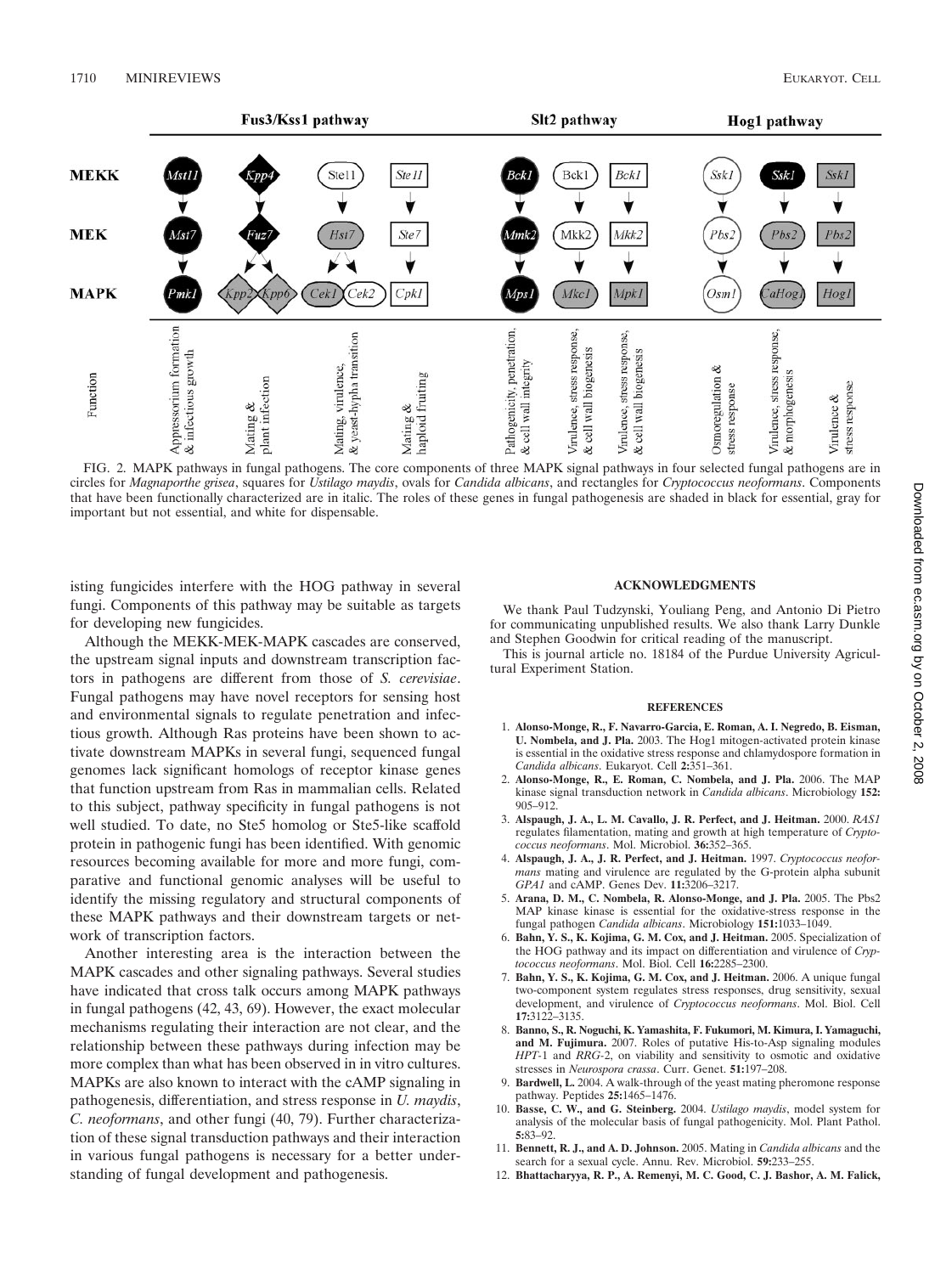Fus3/Kss1 pathway

Slt2 pathway

Hog1 pathway

MEKK

MEK

MAPK

Function

Mst11

Kpp4

Ste11

Ste11

Bck1

Bck1

Bck1

Ssk1

Ssk1

Ssk1

Mst7

Fuz7

Hst7

Ste7

Mmk2

Mkk2

Mkk2

Pbs2

Pbs2

Pbs2

Pmk1

Kpp2

Kpp6

Cek1

Cek2

Cpk1

Mps1

Mkc1

Mpk1

Osm1

CaHog1

Hog1

Appressorium formation & infectious growth

Mating & plant infection

Mating, virulence, & yeast-hypha transition

Mating & haploid fruiting

Pathogenicity, penetration, & cell wall integrity

Virulence, stress response, & cell wall biogenesis

Virulence, stress response, & cell wall biogenesis

Osmoregulation & stress response

Virulence, stress response, & morphogenesis

Virulence & stress response

FIG. 2. MAPK pathways in fungal pathogens. The core components of three MAPK signal pathways in four selected fungal pathogens are in circles for *Magnaporthe grisea*, squares for *Ustilago maydis*, ovals for *Candida albicans*, and rectangles for *Cryptococcus neoformans*. Components that have been functionally characterized are in italic. The roles of these genes in fungal pathogenesis are shaded in black for essential, gray for important but not essential, and white for dispensable.

isting fungicides interfere with the HOG pathway in several fungi. Components of this pathway may be suitable as targets for developing new fungicides.

Although the MEKK-MEK-MAPK cascades are conserved, the upstream signal inputs and downstream transcription factors in pathogens are different from those of *S. cerevisiae*. Fungal pathogens may have novel receptors for sensing host and environmental signals to regulate penetration and infectious growth. Although Ras proteins have been shown to activate downstream MAPKs in several fungi, sequenced fungal genomes lack significant homologs of receptor kinase genes that function upstream from Ras in mammalian cells. Related to this subject, pathway specificity in fungal pathogens is not well studied. To date, no Ste5 homolog or Ste5-like scaffold protein in pathogenic fungi has been identified. With genomic resources becoming available for more and more fungi, comparative and functional genomic analyses will be useful to identify the missing regulatory and structural components of these MAPK pathways and their downstream targets or network of transcription factors.

Another interesting area is the interaction between the MAPK cascades and other signaling pathways. Several studies have indicated that cross talk occurs among MAPK pathways in fungal pathogens (42, 43, 69). However, the exact molecular mechanisms regulating their interaction are not clear, and the relationship between these pathways during infection may be more complex than what has been observed in in vitro cultures. MAPKs are also known to interact with the cAMP signaling in pathogenesis, differentiation, and stress response in *U. maydis*, *C. neoformans*, and other fungi (40, 79). Further characterization of these signal transduction pathways and their interaction in various fungal pathogens is necessary for a better understanding of fungal development and pathogenesis.

## ACKNOWLEDGMENTS

We thank Paul Tudzynski, Youliang Peng, and Antonio Di Pietro for communicating unpublished results. We also thank Larry Dunkle and Stephen Goodwin for critical reading of the manuscript.

This is journal article no. 18184 of the Purdue University Agricultural Experiment Station.

## REFERENCES

1. **Alonso-Monge, R., F. Navarro-Garcia, E. Roman, A. I. Negredo, B. Eisman, U. Nombela, and J. Pla.** 2003. The Hog1 mitogen-activated protein kinase is essential in the oxidative stress response and chlamydospore formation in *Candida albicans*. Eukaryot. Cell **2:**351–361.
2. **Alonso-Monge, R., E. Roman, C. Nombela, and J. Pla.** 2006. The MAP kinase signal transduction network in *Candida albicans*. Microbiology **152:** 905–912.
3. **Alspaugh, J. A., L. M. Cavallo, J. R. Perfect, and J. Heitman.** 2000. *RAS1* regulates filamentation, mating and growth at high temperature of *Cryptococcus neoformans*. Mol. Microbiol. **36:**352–365.
4. **Alspaugh, J. A., J. R. Perfect, and J. Heitman.** 1997. *Cryptococcus neoformans* mating and virulence are regulated by the G-protein alpha subunit *GPA1* and cAMP. Genes Dev. **11:**3206–3217.
5. **Arana, D. M., C. Nombela, R. Alonso-Monge, and J. Pla.** 2005. The Pbs2 MAP kinase kinase is essential for the oxidative-stress response in the fungal pathogen *Candida albicans*. Microbiology **151:**1033–1049.
6. **Bahn, Y. S., K. Kojima, G. M. Cox, and J. Heitman.** 2005. Specialization of the HOG pathway and its impact on differentiation and virulence of *Cryptococcus neoformans*. Mol. Biol. Cell **16:**2285–2300.
7. **Bahn, Y. S., K. Kojima, G. M. Cox, and J. Heitman.** 2006. A unique fungal two-component system regulates stress responses, drug sensitivity, sexual development, and virulence of *Cryptococcus neoformans*. Mol. Biol. Cell **17:**3122–3135.
8. **Banno, S., R. Noguchi, K. Yamashita, F. Fukumori, M. Kimura, I. Yamaguchi, and M. Fujimura.** 2007. Roles of putative His-to-Asp signaling modules *HPT*-1 and *RRG*-2, on viability and sensitivity to osmotic and oxidative stresses in *Neurospora crassa*. Curr. Genet. **51:**197–208.
9. **Bardwell, L.** 2004. A walk-through of the yeast mating pheromone response pathway. Peptides **25:**1465–1476.
10. **Basse, C. W., and G. Steinberg.** 2004. *Ustilago maydis*, model system for analysis of the molecular basis of fungal pathogenicity. Mol. Plant Pathol. **5:**83–92.
11. **Bennett, R. J., and A. D. Johnson.** 2005. Mating in *Candida albicans* and the search for a sexual cycle. Annu. Rev. Microbiol. **59:**233–255.
12. **Bhattacharyya, R. P., A. Remenyi, M. C. Good, C. J. Bashor, A. M. Falick,**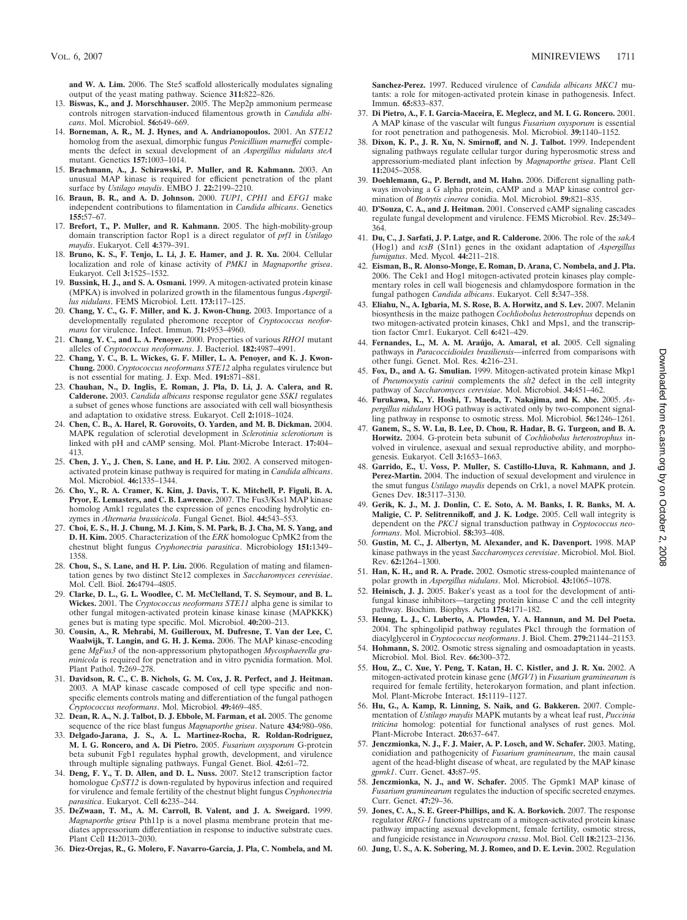and W. A. Lim. 2006. The Ste5 scaffold allosterically modulates signaling output of the yeast mating pathway. Science **311:**822–826.

13. **Biswas, K., and J. Morschhauser.** 2005. The Mep2p ammonium permease controls nitrogen starvation-induced filamentous growth in *Candida albicans*. Mol. Microbiol. **56:**649–669.
14. **Borneman, A. R., M. J. Hynes, and A. Andrianopoulos.** 2001. An *STE12* homolog from the asexual, dimorphic fungus *Penicillium marneffei* complements the defect in sexual development of an *Aspergillus nidulans steA* mutant. Genetics **157:**1003–1014.
15. **Brachmann, A., J. Schirawski, P. Muller, and R. Kahmann.** 2003. An unusual MAP kinase is required for efficient penetration of the plant surface by *Ustilago maydis*. EMBO J. **22:**2199–2210.
16. **Braun, B. R., and A. D. Johnson.** 2000. *TUP1*, *CPH1* and *EFG1* make independent contributions to filamentation in *Candida albicans*. Genetics **155:**57–67.
17. **Brefort, T., P. Muller, and R. Kahmann.** 2005. The high-mobility-group domain transcription factor Rop1 is a direct regulator of *prf1* in *Ustilago maydis*. Eukaryot. Cell **4:**379–391.
18. **Bruno, K. S., F. Tenjo, L. Li, J. E. Hamer, and J. R. Xu.** 2004. Cellular localization and role of kinase activity of *PMK1* in *Magnaporthe grisea*. Eukaryot. Cell **3:**1525–1532.
19. **Bussink, H. J., and S. A. Osmani.** 1999. A mitogen-activated protein kinase (MPKA) is involved in polarized growth in the filamentous fungus *Aspergillus nidulans*. FEMS Microbiol. Lett. **173:**117–125.
20. **Chang, Y. C., G. F. Miller, and K. J. Kwon-Chung.** 2003. Importance of a developmentally regulated pheromone receptor of *Cryptococcus neoformans* for virulence. Infect. Immun. **71:**4953–4960.
21. **Chang, Y. C., and L. A. Penoyer.** 2000. Properties of various *RHO1* mutant alleles of *Cryptococcus neoformans*. J. Bacteriol. **182:**4987–4991.
22. **Chang, Y. C., B. L. Wickes, G. F. Miller, L. A. Penoyer, and K. J. Kwon-Chung.** 2000. *Cryptococcus neoformans STE12* alpha regulates virulence but is not essential for mating. J. Exp. Med. **191:**871–881.
23. **Chauhan, N., D. Inglis, E. Roman, J. Pla, D. Li, J. A. Calera, and R. Calderone.** 2003. *Candida albicans* response regulator gene *SSK1* regulates a subset of genes whose functions are associated with cell wall biosynthesis and adaptation to oxidative stress. Eukaryot. Cell **2:**1018–1024.
24. **Chen, C. B., A. Harel, R. Gorovoits, O. Yarden, and M. B. Dickman.** 2004. MAPK regulation of sclerotial development in *Sclerotinia sclerotiorum* is linked with pH and cAMP sensing. Mol. Plant-Microbe Interact. **17:**404–413.
25. **Chen, J. Y., J. Chen, S. Lane, and H. P. Liu.** 2002. A conserved mitogen-activated protein kinase pathway is required for mating in *Candida albicans*. Mol. Microbiol. **46:**1335–1344.
26. **Cho, Y., R. A. Cramer, K. Kim, J. Davis, T. K. Mitchell, P. Figuli, B. A. Pryor, E. Lemasters, and C. B. Lawrence.** 2007. The Fus3/Kss1 MAP kinase homolog Amk1 regulates the expression of genes encoding hydrolytic enzymes in *Alternaria brassicicola*. Fungal Genet. Biol. **44:**543–553.
27. **Choi, E. S., H. J. Chung, M. J. Kim, S. M. Park, B. J. Cha, M. S. Yang, and D. H. Kim.** 2005. Characterization of the *ERK* homologue CpMK2 from the chestnut blight fungus *Cryphonectria parasitica*. Microbiology **151:**1349–1358.
28. **Chou, S., S. Lane, and H. P. Liu.** 2006. Regulation of mating and filamentation genes by two distinct Ste12 complexes in *Saccharomyces cerevisiae*. Mol. Cell. Biol. **26:**4794–4805.
29. **Clarke, D. L., G. L. Woodlee, C. M. McClelland, T. S. Seymour, and B. L. Wickes.** 2001. The *Cryptococcus neoformans STE11* alpha gene is similar to other fungal mitogen-activated protein kinase kinase kinase (MAPKKK) genes but is mating type specific. Mol. Microbiol. **40:**200–213.
30. **Cousin, A., R. Mehrabi, M. Guilleroux, M. Dufresne, T. Van der Lee, C. Waalwijk, T. Langin, and G. H. J. Kema.** 2006. The MAP kinase-encoding gene *MgFus3* of the non-appressorium phytopathogen *Mycosphaerella graminicola* is required for penetration and in vitro pycnidia formation. Mol. Plant Pathol. **7:**269–278.
31. **Davidson, R. C., C. B. Nichols, G. M. Cox, J. R. Perfect, and J. Heitman.** 2003. A MAP kinase cascade composed of cell type specific and nonspecific elements controls mating and differentiation of the fungal pathogen *Cryptococcus neoformans*. Mol. Microbiol. **49:**469–485.
32. **Dean, R. A., N. J. Talbot, D. J. Ebbole, M. Farman, et al.** 2005. The genome sequence of the rice blast fungus *Magnaporthe grisea*. Nature **434:**980–986.
33. **Delgado-Jarana, J. S., A. L. Martinez-Rocha, R. Roldan-Rodriguez, M. I. G. Roncero, and A. Di Pietro.** 2005. *Fusarium oxysporum* G-protein beta subunit Fgb1 regulates hyphal growth, development, and virulence through multiple signaling pathways. Fungal Genet. Biol. **42:**61–72.
34. **Deng, F. Y., T. D. Allen, and D. L. Nuss.** 2007. Ste12 transcription factor homologue *CpST12* is down-regulated by hypovirus infection and required for virulence and female fertility of the chestnut blight fungus *Cryphonectria parasitica*. Eukaryot. Cell **6:**235–244.
35. **DeZwaan, T. M., A. M. Carroll, B. Valent, and J. A. Sweigard.** 1999. *Magnaporthe grisea* Pth11p is a novel plasma membrane protein that mediates appressorium differentiation in response to inductive substrate cues. Plant Cell **11:**2013–2030.
36. **Diez-Orejas, R., G. Molero, F. Navarro-Garcia, J. Pla, C. Nombela, and M. Sanchez-Perez.** 1997. Reduced virulence of *Candida albicans MKC1* mutants: a role for mitogen-activated protein kinase in pathogenesis. Infect. Immun. **65:**833–837.
37. **Di Pietro, A., F. I. Garcia-Maceira, E. Meglecz, and M. I. G. Roncero.** 2001. A MAP kinase of the vascular wilt fungus *Fusarium oxysporum* is essential for root penetration and pathogenesis. Mol. Microbiol. **39:**1140–1152.
38. **Dixon, K. P., J. R. Xu, N. Smirnoff, and N. J. Talbot.** 1999. Independent signaling pathways regulate cellular turgor during hyperosmotic stress and appressorium-mediated plant infection by *Magnaporthe grisea*. Plant Cell **11:**2045–2058.
39. **Doehlemann, G., P. Berndt, and M. Hahn.** 2006. Different signalling pathways involving a G alpha protein, cAMP and a MAP kinase control germination of *Botrytis cinerea* conidia. Mol. Microbiol. **59:**821–835.
40. **D'Souza, C. A., and J. Heitman.** 2001. Conserved cAMP signaling cascades regulate fungal development and virulence. FEMS Microbiol. Rev. **25:**349–364.
41. **Du, C., J. Sarfati, J. P. Latge, and R. Calderone.** 2006. The role of the *sakA* (Hog1) and *tcsB* (Sln1) genes in the oxidant adaptation of *Aspergillus fumigatus*. Med. Mycol. **44:**211–218.
42. **Eisman, B., R. Alonso-Monge, E. Roman, D. Arana, C. Nombela, and J. Pla.** 2006. The Cek1 and Hog1 mitogen-activated protein kinases play complementary roles in cell wall biogenesis and chlamydospore formation in the fungal pathogen *Candida albicans*. Eukaryot. Cell **5:**347–358.
43. **Eliahu, N., A. Igbaria, M. S. Rose, B. A. Horwitz, and S. Lev.** 2007. Melanin biosynthesis in the maize pathogen *Cochliobolus heterostrophus* depends on two mitogen-activated protein kinases, Chk1 and Mps1, and the transcription factor Cmr1. Eukaryot. Cell **6:**421–429.
44. **Fernandes, L., M. A. M. Araújo, A. Amaral, et al.** 2005. Cell signaling pathways in *Paracoccidioides brasiliensis*—inferred from comparisons with other fungi. Genet. Mol. Res. **4:**216–231.
45. **Fox, D., and A. G. Smulian.** 1999. Mitogen-activated protein kinase Mkp1 of *Pneumocystis carinii* complements the *slt2* defect in the cell integrity pathway of *Saccharomyces cerevisiae*. Mol. Microbiol. **34:**451–462.
46. **Furukawa, K., Y. Hoshi, T. Maeda, T. Nakajima, and K. Abe.** 2005. *Aspergillus nidulans* HOG pathway is activated only by two-component signalling pathway in response to osmotic stress. Mol. Microbiol. **56:**1246–1261.
47. **Ganem, S., S. W. Lu, B. Lee, D. Chou, R. Hadar, B. G. Turgeon, and B. A. Horwitz.** 2004. G-protein beta subunit of *Cochliobolus heterostrophus* involved in virulence, asexual and sexual reproductive ability, and morphogenesis. Eukaryot. Cell **3:**1653–1663.
48. **Garrido, E., U. Voss, P. Muller, S. Castillo-Lluva, R. Kahmann, and J. Perez-Martin.** 2004. The induction of sexual development and virulence in the smut fungus *Ustilago maydis* depends on Crk1, a novel MAPK protein. Genes Dev. **18:**3117–3130.
49. **Gerik, K. J., M. J. Donlin, C. E. Soto, A. M. Banks, I. R. Banks, M. A. Maligie, C. P. Selitrennikoff, and J. K. Lodge.** 2005. Cell wall integrity is dependent on the *PKC1* signal transduction pathway in *Cryptococcus neoformans*. Mol. Microbiol. **58:**393–408.
50. **Gustin, M. C., J. Albertyn, M. Alexander, and K. Davenport.** 1998. MAP kinase pathways in the yeast *Saccharomyces cerevisiae*. Microbiol. Mol. Biol. Rev. **62:**1264–1300.
51. **Han, K. H., and R. A. Prade.** 2002. Osmotic stress-coupled maintenance of polar growth in *Aspergillus nidulans*. Mol. Microbiol. **43:**1065–1078.
52. **Heinisch, J. J.** 2005. Baker's yeast as a tool for the development of antifungal kinase inhibitors—targeting protein kinase C and the cell integrity pathway. Biochim. Biophys. Acta **1754:**171–182.
53. **Heung, L. J., C. Luberto, A. Plowden, Y. A. Hannun, and M. Del Poeta.** 2004. The sphingolipid pathway regulates Pkc1 through the formation of diacylglycerol in *Cryptococcus neoformans*. J. Biol. Chem. **279:**21144–21153.
54. **Hohmann, S.** 2002. Osmotic stress signaling and osmoadaptation in yeasts. Microbiol. Mol. Biol. Rev. **66:**300–372.
55. **Hou, Z., C. Xue, Y. Peng, T. Katan, H. C. Kistler, and J. R. Xu.** 2002. A mitogen-activated protein kinase gene (*MGV1*) in *Fusarium graminearum* is required for female fertility, heterokaryon formation, and plant infection. Mol. Plant-Microbe Interact. **15:**1119–1127.
56. **Hu, G., A. Kamp, R. Linning, S. Naik, and G. Bakkeren.** 2007. Complementation of *Ustilago maydis* MAPK mutants by a wheat leaf rust, *Puccinia triticina* homolog: potential for functional analyses of rust genes. Mol. Plant-Microbe Interact. **20:**637–647.
57. **Jenczmionka, N. J., F. J. Maier, A. P. Losch, and W. Schafer.** 2003. Mating, conidiation and pathogenicity of *Fusarium graminearum*, the main causal agent of the head-blight disease of wheat, are regulated by the MAP kinase *gpmk1*. Curr. Genet. **43:**87–95.
58. **Jenczmionka, N. J., and W. Schafer.** 2005. The Gpmk1 MAP kinase of *Fusarium graminearum* regulates the induction of specific secreted enzymes. Curr. Genet. **47:**29–36.
59. **Jones, C. A., S. E. Greer-Phillips, and K. A. Borkovich.** 2007. The response regulator *RRG-1* functions upstream of a mitogen-activated protein kinase pathway impacting asexual development, female fertility, osmotic stress, and fungicide resistance in *Neurospora crassa*. Mol. Biol. Cell **18:**2123–2136.
60. **Jung, U. S., A. K. Sobering, M. J. Romeo, and D. E. Levin.** 2002. Regulation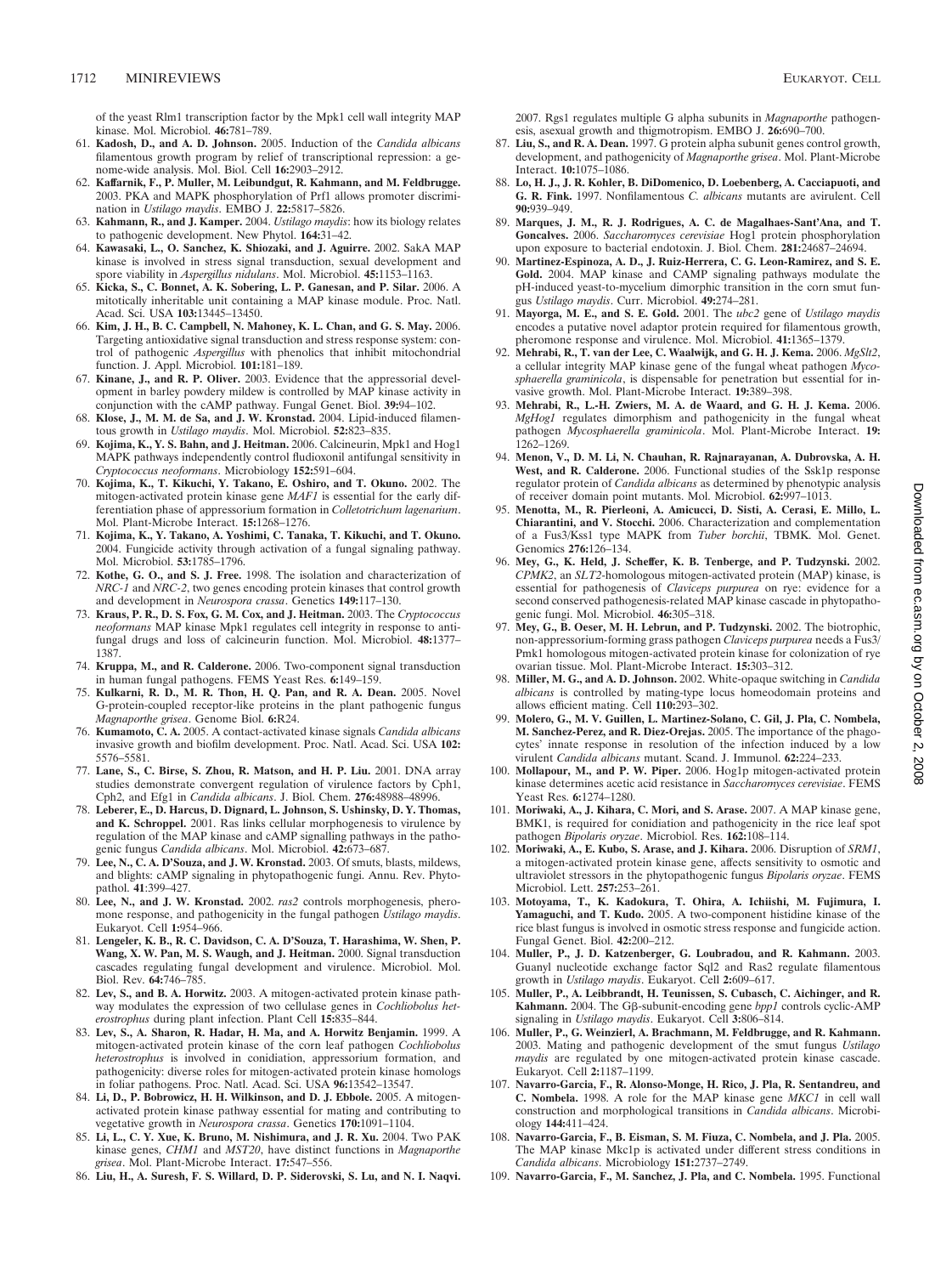of the yeast Rlm1 transcription factor by the Mpk1 cell wall integrity MAP kinase. Mol. Microbiol. **46:**781–789.

61. **Kadosh, D., and A. D. Johnson.** 2005. Induction of the *Candida albicans* filamentous growth program by relief of transcriptional repression: a genome-wide analysis. Mol. Biol. Cell **16:**2903–2912.
62. **Kaffarnik, F., P. Muller, M. Leibundgut, R. Kahmann, and M. Feldbrugge.** 2003. PKA and MAPK phosphorylation of Prf1 allows promoter discrimination in *Ustilago maydis*. EMBO J. **22:**5817–5826.
63. **Kahmann, R., and J. Kamper.** 2004. *Ustilago maydis*: how its biology relates to pathogenic development. New Phytol. **164:**31–42.
64. **Kawasaki, L., O. Sanchez, K. Shiozaki, and J. Aguirre.** 2002. SakA MAP kinase is involved in stress signal transduction, sexual development and spore viability in *Aspergillus nidulans*. Mol. Microbiol. **45:**1153–1163.
65. **Kicka, S., C. Bonnet, A. K. Sobering, L. P. Ganesan, and P. Silar.** 2006. A mitotically inheritable unit containing a MAP kinase module. Proc. Natl. Acad. Sci. USA **103:**13445–13450.
66. **Kim, J. H., B. C. Campbell, N. Mahoney, K. L. Chan, and G. S. May.** 2006. Targeting antioxidative signal transduction and stress response system: control of pathogenic *Aspergillus* with phenolics that inhibit mitochondrial function. J. Appl. Microbiol. **101:**181–189.
67. **Kinane, J., and R. P. Oliver.** 2003. Evidence that the appressorial development in barley powdery mildew is controlled by MAP kinase activity in conjunction with the cAMP pathway. Fungal Genet. Biol. **39:**94–102.
68. **Klose, J., M. M. de Sa, and J. W. Kronstad.** 2004. Lipid-induced filamentous growth in *Ustilago maydis*. Mol. Microbiol. **52:**823–835.
69. **Kojima, K., Y. S. Bahn, and J. Heitman.** 2006. Calcineurin, Mpk1 and Hog1 MAPK pathways independently control fludioxonil antifungal sensitivity in *Cryptococcus neoformans*. Microbiology **152:**591–604.
70. **Kojima, K., T. Kikuchi, Y. Takano, E. Oshiro, and T. Okuno.** 2002. The mitogen-activated protein kinase gene *MAF1* is essential for the early differentiation phase of appressorium formation in *Colletotrichum lagenarium*. Mol. Plant-Microbe Interact. **15:**1268–1276.
71. **Kojima, K., Y. Takano, A. Yoshimi, C. Tanaka, T. Kikuchi, and T. Okuno.** 2004. Fungicide activity through activation of a fungal signalling pathway. Mol. Microbiol. **53:**1785–1796.
72. **Kothe, G. O., and S. J. Free.** 1998. The isolation and characterization of *NRC-1* and *NRC-2*, two genes encoding protein kinases that control growth and development in *Neurospora crassa*. Genetics **149:**117–130.
73. **Kraus, P. R., D. S. Fox, G. M. Cox, and J. Heitman.** 2003. The *Cryptococcus neoformans* MAP kinase Mpk1 regulates cell integrity in response to antifungal drugs and loss of calcineurin function. Mol. Microbiol. **48:**1377–1387.
74. **Kruppa, M., and R. Calderone.** 2006. Two-component signal transduction in human fungal pathogens. FEMS Yeast Res. **6:**149–159.
75. **Kulkarni, R. D., M. R. Thon, H. Q. Pan, and R. A. Dean.** 2005. Novel G-protein-coupled receptor-like proteins in the plant pathogenic fungus *Magnaporthe grisea*. Genome Biol. **6:**R24.
76. **Kumamoto, C. A.** 2005. A contact-activated kinase signals *Candida albicans* invasive growth and biofilm development. Proc. Natl. Acad. Sci. USA **102:**5576–5581.
77. **Lane, S., C. Birse, S. Zhou, R. Matson, and H. P. Liu.** 2001. DNA array studies demonstrate convergent regulation of virulence factors by Cph1, Cph2, and Efg1 in *Candida albicans*. J. Biol. Chem. **276:**48988–48996.
78. **Leberer, E., D. Harcus, D. Dignard, L. Johnson, S. Ushinsky, D. Y. Thomas, and K. Schroppel.** 2001. Ras links cellular morphogenesis to virulence by regulation of the MAP kinase and cAMP signalling pathways in the pathogenic fungus *Candida albicans*. Mol. Microbiol. **42:**673–687.
79. **Lee, N., C. A. D'Souza, and J. W. Kronstad.** 2003. Of smuts, blasts, mildews, and blights: cAMP signaling in phytopathogenic fungi. Annu. Rev. Phytopathol. **41:**399–427.
80. **Lee, N., and J. W. Kronstad.** 2002. *ras2* controls morphogenesis, pheromone response, and pathogenicity in the fungal pathogen *Ustilago maydis*. Eukaryot. Cell **1:**954–966.
81. **Lengeler, K. B., R. C. Davidson, C. A. D'Souza, T. Harashima, W. Shen, P. Wang, X. W. Pan, M. S. Waugh, and J. Heitman.** 2000. Signal transduction cascades regulating fungal development and virulence. Microbiol. Mol. Biol. Rev. **64:**746–785.
82. **Lev, S., and B. A. Horwitz.** 2003. A mitogen-activated protein kinase pathway modulates the expression of two cellulase genes in *Cochliobolus heterostrophus* during plant infection. Plant Cell **15:**835–844.
83. **Lev, S., A. Sharon, R. Hadar, H. Ma, and A. Horwitz Benjamin.** 1999. A mitogen-activated protein kinase of the corn leaf pathogen *Cochliobolus heterostrophus* is involved in conidiation, appressorium formation, and pathogenicity: diverse roles for mitogen-activated protein kinase homologs in foliar pathogens. Proc. Natl. Acad. Sci. USA **96:**13542–13547.
84. **Li, D., P. Bobrowicz, H. H. Wilkinson, and D. J. Ebbole.** 2005. A mitogen-activated protein kinase pathway essential for mating and contributing to vegetative growth in *Neurospora crassa*. Genetics **170:**1091–1104.
85. **Li, L., C. Y. Xue, K. Bruno, M. Nishimura, and J. R. Xu.** 2004. Two PAK kinase genes, *CHM1* and *MST20*, have distinct functions in *Magnaporthe grisea*. Mol. Plant-Microbe Interact. **17:**547–556.
86. **Liu, H., A. Suresh, F. S. Willard, D. P. Siderovski, S. Lu, and N. I. Naqvi.** 2007. Rgs1 regulates multiple G alpha subunits in *Magnaporthe* pathogenesis, asexual growth and thigmotropism. EMBO J. **26:**690–700.
87. **Liu, S., and R. A. Dean.** 1997. G protein alpha subunit genes control growth, development, and pathogenicity of *Magnaporthe grisea*. Mol. Plant-Microbe Interact. **10:**1075–1086.
88. **Lo, H. J., J. R. Kohler, B. DiDomenico, D. Loebenberg, A. Cacciapuoti, and G. R. Fink.** 1997. Nonfilamentous *C. albicans* mutants are avirulent. Cell **90:**939–949.
89. **Marques, J. M., R. J. Rodrigues, A. C. de Magalhaes-Sant'Ana, and T. Goncalves.** 2006. *Saccharomyces cerevisiae* Hog1 protein phosphorylation upon exposure to bacterial endotoxin. J. Biol. Chem. **281:**24687–24694.
90. **Martinez-Espinoza, A. D., J. Ruiz-Herrera, C. G. Leon-Ramirez, and S. E. Gold.** 2004. MAP kinase and CAMP signaling pathways modulate the pH-induced yeast-to-mycelium dimorphic transition in the corn smut fungus *Ustilago maydis*. Curr. Microbiol. **49:**274–281.
91. **Mayorga, M. E., and S. E. Gold.** 2001. The *ubc2* gene of *Ustilago maydis* encodes a putative novel adaptor protein required for filamentous growth, pheromone response and virulence. Mol. Microbiol. **41:**1365–1379.
92. **Mehrabi, R., T. van der Lee, C. Waalwijk, and G. H. J. Kema.** 2006. *MgSlt2*, a cellular integrity MAP kinase gene of the fungal wheat pathogen *Mycosphaerella graminicola*, is dispensable for penetration but essential for invasive growth. Mol. Plant-Microbe Interact. **19:**389–398.
93. **Mehrabi, R., L.-H. Zwiers, M. A. de Waard, and G. H. J. Kema.** 2006. *MgHog1* regulates dimorphism and pathogenicity in the fungal wheat pathogen *Mycosphaerella graminicola*. Mol. Plant-Microbe Interact. **19:**1262–1269.
94. **Menon, V., D. M. Li, N. Chauhan, R. Rajnarayanan, A. Dubrovska, A. H. West, and R. Calderone.** 2006. Functional studies of the Ssk1p response regulator protein of *Candida albicans* as determined by phenotypic analysis of receiver domain point mutants. Mol. Microbiol. **62:**997–1013.
95. **Menotta, M., R. Pierleoni, A. Amicucci, D. Sisti, A. Cerasi, E. Millo, L. Chiarantini, and V. Stocchi.** 2006. Characterization and complementation of a Fus3/Kss1 type MAPK from *Tuber borchii*, TBMK. Mol. Genet. Genomics **276:**126–134.
96. **Mey, G., K. Held, J. Scheffer, K. B. Tenberge, and P. Tudzynski.** 2002. *CPMK2*, an *SLT2*-homologous mitogen-activated protein (MAP) kinase, is essential for pathogenesis of *Claviceps purpurea* on rye: evidence for a second conserved pathogenesis-related MAP kinase cascade in phytopathogenic fungi. Mol. Microbiol. **46:**305–318.
97. **Mey, G., B. Oeser, M. H. Lebrun, and P. Tudzynski.** 2002. The biotrophic, non-appressorium-forming grass pathogen *Claviceps purpurea* needs a Fus3/Pmk1 homologous mitogen-activated protein kinase for colonization of rye ovarian tissue. Mol. Plant-Microbe Interact. **15:**303–312.
98. **Miller, M. G., and A. D. Johnson.** 2002. White-opaque switching in *Candida albicans* is controlled by mating-type locus homeodomain proteins and allows efficient mating. Cell **110:**293–302.
99. **Molero, G., M. V. Guillen, L. Martinez-Solano, C. Gil, J. Pla, C. Nombela, M. Sanchez-Perez, and R. Diez-Orejas.** 2005. The importance of the phagocytes' innate response in resolution of the infection induced by a low virulent *Candida albicans* mutant. Scand. J. Immunol. **62:**224–233.
100. **Mollapour, M., and P. W. Piper.** 2006. Hog1p mitogen-activated protein kinase determines acetic acid resistance in *Saccharomyces cerevisiae*. FEMS Yeast Res. **6:**1274–1280.
101. **Moriwaki, A., J. Kihara, C. Mori, and S. Arase.** 2007. A MAP kinase gene, BMK1, is required for conidiation and pathogenicity in the rice leaf spot pathogen *Bipolaris oryzae*. Microbiol. Res. **162:**108–114.
102. **Moriwaki, A., E. Kubo, S. Arase, and J. Kihara.** 2006. Disruption of *SRM1*, a mitogen-activated protein kinase gene, affects sensitivity to osmotic and ultraviolet stressors in the phytopathogenic fungus *Bipolaris oryzae*. FEMS Microbiol. Lett. **257:**253–261.
103. **Motoyama, T., K. Kadokura, T. Ohira, A. Ichiishi, M. Fujimura, I. Yamaguchi, and T. Kudo.** 2005. A two-component histidine kinase of the rice blast fungus is involved in osmotic stress response and fungicide action. Fungal Genet. Biol. **42:**200–212.
104. **Muller, P., J. D. Katzenberger, G. Loubradou, and R. Kahmann.** 2003. Guanyl nucleotide exchange factor Sql2 and Ras2 regulate filamentous growth in *Ustilago maydis*. Eukaryot. Cell **2:**609–617.
105. **Muller, P., A. Leibbrandt, H. Teunissen, S. Cubasch, C. Aichinger, and R. Kahmann.** 2004. The Gβ-subunit-encoding gene *bpp1* controls cyclic-AMP signaling in *Ustilago maydis*. Eukaryot. Cell **3:**806–814.
106. **Muller, P., G. Weinzierl, A. Brachmann, M. Feldbrugge, and R. Kahmann.** 2003. Mating and pathogenic development of the smut fungus *Ustilago maydis* are regulated by one mitogen-activated protein kinase cascade. Eukaryot. Cell **2:**1187–1199.
107. **Navarro-Garcia, F., R. Alonso-Monge, H. Rico, J. Pla, R. Sentandreu, and C. Nombela.** 1998. A role for the MAP kinase gene *MKC1* in cell wall construction and morphological transitions in *Candida albicans*. Microbiology **144:**411–424.
108. **Navarro-Garcia, F., B. Eisman, S. M. Fiuza, C. Nombela, and J. Pla.** 2005. The MAP kinase Mkc1p is activated under different stress conditions in *Candida albicans*. Microbiology **151:**2737–2749.
109. **Navarro-Garcia, F., M. Sanchez, J. Pla, and C. Nombela.** 1995. Functional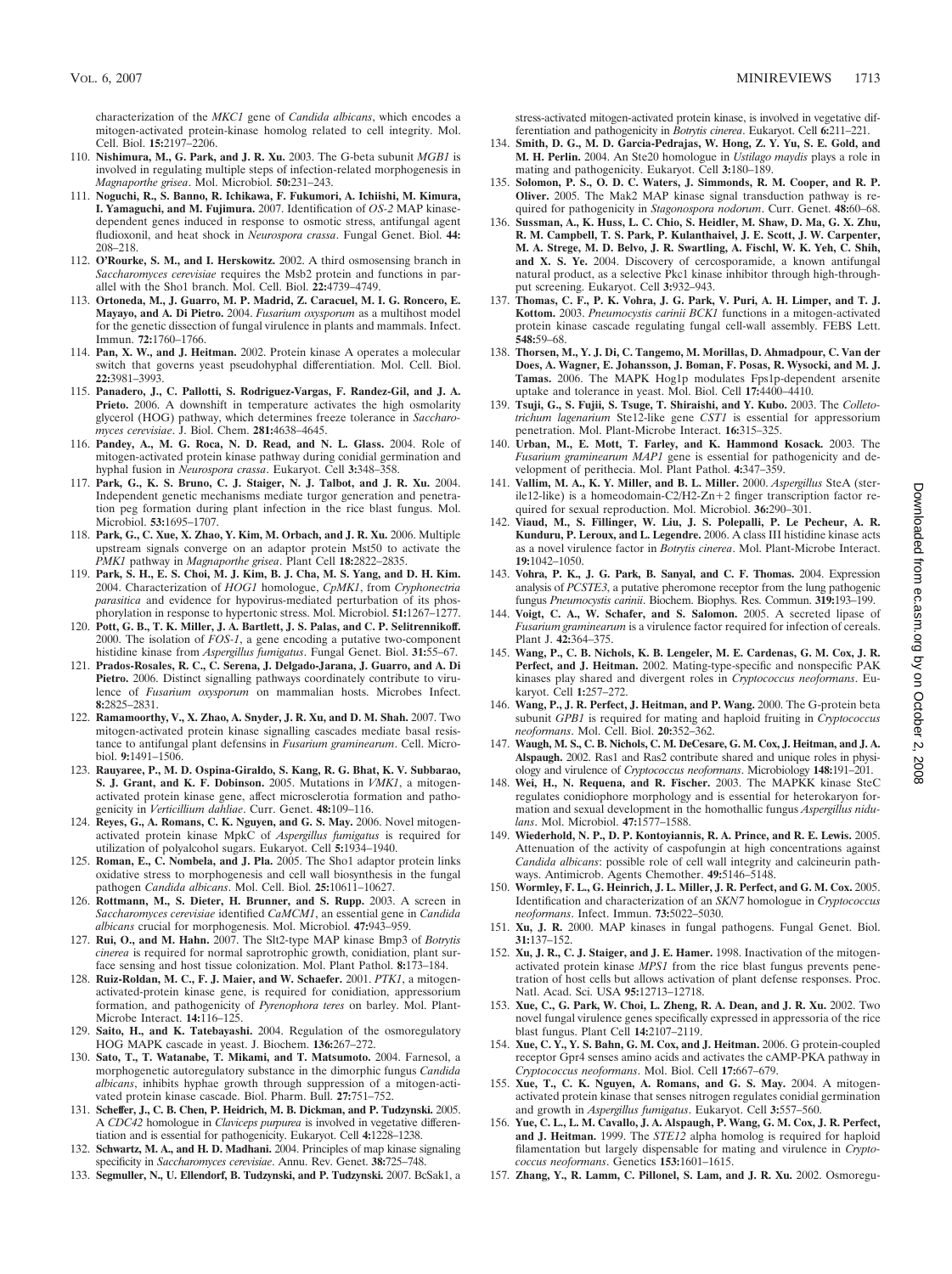characterization of the *MKC1* gene of *Candida albicans*, which encodes a mitogen-activated protein-kinase homolog related to cell integrity. Mol. Cell. Biol. **15:**2197–2206.

110. **Nishimura, M., G. Park, and J. R. Xu.** 2003. The G-beta subunit *MGB1* is involved in regulating multiple steps of infection-related morphogenesis in *Magnaporthe grisea*. Mol. Microbiol. **50:**231–243.
111. **Noguchi, R., S. Banno, R. Ichikawa, F. Fukumori, A. Ichiishi, M. Kimura, I. Yamaguchi, and M. Fujimura.** 2007. Identification of *OS-2* MAP kinase-dependent genes induced in response to osmotic stress, antifungal agent fludioxonil, and heat shock in *Neurospora crassa*. Fungal Genet. Biol. **44:** 208–218.
112. **O'Rourke, S. M., and I. Herskowitz.** 2002. A third osmosensing branch in *Saccharomyces cerevisiae* requires the Msb2 protein and functions in parallel with the Sho1 branch. Mol. Cell. Biol. **22:**4739–4749.
113. **Ortoneda, M., J. Guarro, M. P. Madrid, Z. Caracuel, M. I. G. Roncero, E. Mayayo, and A. Di Pietro.** 2004. *Fusarium oxysporum* as a multihost model for the genetic dissection of fungal virulence in plants and mammals. Infect. Immun. **72:**1760–1766.
114. **Pan, X. W., and J. Heitman.** 2002. Protein kinase A operates a molecular switch that governs yeast pseudohyphal differentiation. Mol. Cell. Biol. **22:**3981–3993.
115. **Panadero, J., C. Pallotti, S. Rodriguez-Vargas, F. Randez-Gil, and J. A. Prieto.** 2006. A downshift in temperature activates the high osmolarity glycerol (HOG) pathway, which determines freeze tolerance in *Saccharomyces cerevisiae*. J. Biol. Chem. **281:**4638–4645.
116. **Pandey, A., M. G. Roca, N. D. Read, and N. L. Glass.** 2004. Role of mitogen-activated protein kinase pathway during conidial germination and hyphal fusion in *Neurospora crassa*. Eukaryot. Cell **3:**348–358.
117. **Park, G., K. S. Bruno, C. J. Staiger, N. J. Talbot, and J. R. Xu.** 2004. Independent genetic mechanisms mediate turgor generation and penetration peg formation during plant infection in the rice blast fungus. Mol. Microbiol. **53:**1695–1707.
118. **Park, G., C. Xue, X. Zhao, Y. Kim, M. Orbach, and J. R. Xu.** 2006. Multiple upstream signals converge on an adaptor protein Mst50 to activate the *PMK1* pathway in *Magnaporthe grisea*. Plant Cell **18:**2822–2835.
119. **Park, S. H., E. S. Choi, M. J. Kim, B. J. Cha, M. S. Yang, and D. H. Kim.** 2004. Characterization of *HOG1* homologue, *CpMK1*, from *Cryphonectria parasitica* and evidence for hypovirus-mediated perturbation of its phosphorylation in response to hypertonic stress. Mol. Microbiol. **51:**1267–1277.
120. **Pott, G. B., T. K. Miller, J. A. Bartlett, J. S. Palas, and C. P. Selitrennikoff.** 2000. The isolation of *FOS-1*, a gene encoding a putative two-component histidine kinase from *Aspergillus fumigatus*. Fungal Genet. Biol. **31:**55–67.
121. **Prados-Rosales, R. C., C. Serena, J. Delgado-Jarana, J. Guarro, and A. Di Pietro.** 2006. Distinct signalling pathways coordinately contribute to virulence of *Fusarium oxysporum* on mammalian hosts. Microbes Infect. **8:**2825–2831.
122. **Ramamoorthy, V., X. Zhao, A. Snyder, J. R. Xu, and D. M. Shah.** 2007. Two mitogen-activated protein kinase signalling cascades mediate basal resistance to antifungal plant defensins in *Fusarium graminearum*. Cell. Microbiol. **9:**1491–1506.
123. **Rauyaree, P., M. D. Ospina-Giraldo, S. Kang, R. G. Bhat, K. V. Subbarao, S. J. Grant, and K. F. Dobinson.** 2005. Mutations in *VMK1*, a mitogen-activated protein kinase gene, affect microsclerotia formation and pathogenicity in *Verticillium dahliae*. Curr. Genet. **48:**109–116.
124. **Reyes, G., A. Romans, C. K. Nguyen, and G. S. May.** 2006. Novel mitogen-activated protein kinase MpkC of *Aspergillus fumigatus* is required for utilization of polyalcohol sugars. Eukaryot. Cell **5:**1934–1940.
125. **Roman, E., C. Nombela, and J. Pla.** 2005. The Sho1 adaptor protein links oxidative stress to morphogenesis and cell wall biosynthesis in the fungal pathogen *Candida albicans*. Mol. Cell. Biol. **25:**10611–10627.
126. **Rottmann, M., S. Dieter, H. Brunner, and S. Rupp.** 2003. A screen in *Saccharomyces cerevisiae* identified *CaMCM1*, an essential gene in *Candida albicans* crucial for morphogenesis. Mol. Microbiol. **47:**943–959.
127. **Rui, O., and M. Hahn.** 2007. The Slt2-type MAP kinase Bmp3 of *Botrytis cinerea* is required for normal saprotrophic growth, conidiation, plant surface sensing and host tissue colonization. Mol. Plant Pathol. **8:**173–184.
128. **Ruiz-Roldan, M. C., F. J. Maier, and W. Schaefer.** 2001. *PTK1*, a mitogen-activated-protein kinase gene, is required for conidiation, appressorium formation, and pathogenicity of *Pyrenophora teres* on barley. Mol. Plant-Microbe Interact. **14:**116–125.
129. **Saito, H., and K. Tatebayashi.** 2004. Regulation of the osmoregulatory HOG MAPK cascade in yeast. J. Biochem. **136:**267–272.
130. **Sato, T., T. Watanabe, T. Mikami, and T. Matsumoto.** 2004. Farnesol, a morphogenetic autoregulatory substance in the dimorphic fungus *Candida albicans*, inhibits hyphae growth through suppression of a mitogen-activated protein kinase cascade. Biol. Pharm. Bull. **27:**751–752.
131. **Scheffer, J., C. B. Chen, P. Heidrich, M. B. Dickman, and P. Tudzynski.** 2005. A *CDC42* homologue in *Claviceps purpurea* is involved in vegetative differentiation and is essential for pathogenicity. Eukaryot. Cell **4:**1228–1238.
132. **Schwartz, M. A., and H. D. Madhani.** 2004. Principles of map kinase signaling specificity in *Saccharomyces cerevisiae*. Annu. Rev. Genet. **38:**725–748.
133. **Segmuller, N., U. Ellendorf, B. Tudzynski, and P. Tudzynski.** 2007. BcSak1, a stress-activated mitogen-activated protein kinase, is involved in vegetative differentiation and pathogenicity in *Botrytis cinerea*. Eukaryot. Cell **6:**211–221.
134. **Smith, D. G., M. D. Garcia-Pedrajas, W. Hong, Z. Y. Yu, S. E. Gold, and M. H. Perlin.** 2004. An Ste20 homologue in *Ustilago maydis* plays a role in mating and pathogenicity. Eukaryot. Cell **3:**180–189.
135. **Solomon, P. S., O. D. C. Waters, J. Simmonds, R. M. Cooper, and R. P. Oliver.** 2005. The Mak2 MAP kinase signal transduction pathway is required for pathogenicity in *Stagonospora nodorum*. Curr. Genet. **48:**60–68.
136. **Sussman, A., K. Huss, L. C. Chio, S. Heidler, M. Shaw, D. Ma, G. X. Zhu, R. M. Campbell, T. S. Park, P. Kulanthaivel, J. E. Scott, J. W. Carpenter, M. A. Strege, M. D. Belvo, J. R. Swartling, A. Fischl, W. K. Yeh, C. Shih, and X. S. Ye.** 2004. Discovery of cercosporamide, a known antifungal natural product, as a selective Pkc1 kinase inhibitor through high-throughput screening. Eukaryot. Cell **3:**932–943.
137. **Thomas, C. F., P. K. Vohra, J. G. Park, V. Puri, A. H. Limper, and T. J. Kottom.** 2003. *Pneumocystis carinii BCK1* functions in a mitogen-activated protein kinase cascade regulating fungal cell-wall assembly. FEBS Lett. **548:**59–68.
138. **Thorsen, M., Y. J. Di, C. Tangemo, M. Morillas, D. Ahmadpour, C. Van der Does, A. Wagner, E. Johansson, J. Boman, F. Posas, R. Wysocki, and M. J. Tamas.** 2006. The MAPK Hog1p modulates Fps1p-dependent arsenite uptake and tolerance in yeast. Mol. Biol. Cell **17:**4400–4410.
139. **Tsuji, G., S. Fujii, S. Tsuge, T. Shiraishi, and Y. Kubo.** 2003. The *Colletotrichum lagenarium* Ste12-like gene *CST1* is essential for appressorium penetration. Mol. Plant-Microbe Interact. **16:**315–325.
140. **Urban, M., E. Mott, T. Farley, and K. Hammond Kosack.** 2003. The *Fusarium graminearum MAP1* gene is essential for pathogenicity and development of perithecia. Mol. Plant Pathol. **4:**347–359.
141. **Vallim, M. A., K. Y. Miller, and B. L. Miller.** 2000. *Aspergillus* SteA (sterile12-like) is a homeodomain-C2/H2-Zn+2 finger transcription factor required for sexual reproduction. Mol. Microbiol. **36:**290–301.
142. **Viaud, M., S. Fillinger, W. Liu, J. S. Polepalli, P. Le Pecheur, A. R. Kunduru, P. Leroux, and L. Legendre.** 2006. A class III histidine kinase acts as a novel virulence factor in *Botrytis cinerea*. Mol. Plant-Microbe Interact. **19:**1042–1050.
143. **Vohra, P. K., J. G. Park, B. Sanyal, and C. F. Thomas.** 2004. Expression analysis of *PCSTE3*, a putative pheromone receptor from the lung pathogenic fungus *Pneumocystis carinii*. Biochem. Biophys. Res. Commun. **319:**193–199.
144. **Voigt, C. A., W. Schafer, and S. Salomon.** 2005. A secreted lipase of *Fusarium graminearum* is a virulence factor required for infection of cereals. Plant J. **42:**364–375.
145. **Wang, P., C. B. Nichols, K. B. Lengeler, M. E. Cardenas, G. M. Cox, J. R. Perfect, and J. Heitman.** 2002. Mating-type-specific and nonspecific PAK kinases play shared and divergent roles in *Cryptococcus neoformans*. Eukaryot. Cell **1:**257–272.
146. **Wang, P., J. R. Perfect, J. Heitman, and P. Wang.** 2000. The G-protein beta subunit *GPB1* is required for mating and haploid fruiting in *Cryptococcus neoformans*. Mol. Cell. Biol. **20:**352–362.
147. **Waugh, M. S., C. B. Nichols, C. M. DeCesare, G. M. Cox, J. Heitman, and J. A. Alspaugh.** 2002. Ras1 and Ras2 contribute shared and unique roles in physiology and virulence of *Cryptococcus neoformans*. Microbiology **148:**191–201.
148. **Wei, H., N. Requena, and R. Fischer.** 2003. The MAPKK kinase SteC regulates conidiophore morphology and is essential for heterokaryon formation and sexual development in the homothallic fungus *Aspergillus nidulans*. Mol. Microbiol. **47:**1577–1588.
149. **Wiederhold, N. P., D. P. Kontoyiannis, R. A. Prince, and R. E. Lewis.** 2005. Attenuation of the activity of caspofungin at high concentrations against *Candida albicans*: possible role of cell wall integrity and calcineurin pathways. Antimicrob. Agents Chemother. **49:**5146–5148.
150. **Wormley, F. L., G. Heinrich, J. L. Miller, J. R. Perfect, and G. M. Cox.** 2005. Identification and characterization of an *SKN7* homologue in *Cryptococcus neoformans*. Infect. Immun. **73:**5022–5030.
151. **Xu, J. R.** 2000. MAP kinases in fungal pathogens. Fungal Genet. Biol. **31:**137–152.
152. **Xu, J. R., C. J. Staiger, and J. E. Hamer.** 1998. Inactivation of the mitogen-activated protein kinase *MPS1* from the rice blast fungus prevents penetration of host cells but allows activation of plant defense responses. Proc. Natl. Acad. Sci. USA **95:**12713–12718.
153. **Xue, C., G. Park, W. Choi, L. Zheng, R. A. Dean, and J. R. Xu.** 2002. Two novel fungal virulence genes specifically expressed in appressoria of the rice blast fungus. Plant Cell **14:**2107–2119.
154. **Xue, C. Y., Y. S. Bahn, G. M. Cox, and J. Heitman.** 2006. G protein-coupled receptor Gpr4 senses amino acids and activates the cAMP-PKA pathway in *Cryptococcus neoformans*. Mol. Biol. Cell **17:**667–679.
155. **Xue, T., C. K. Nguyen, A. Romans, and G. S. May.** 2004. A mitogen-activated protein kinase that senses nitrogen regulates conidial germination and growth in *Aspergillus fumigatus*. Eukaryot. Cell **3:**557–560.
156. **Yue, C. L., L. M. Cavallo, J. A. Alspaugh, P. Wang, G. M. Cox, J. R. Perfect, and J. Heitman.** 1999. The *STE12* alpha homolog is required for haploid filamentation but largely dispensable for mating and virulence in *Cryptococcus neoformans*. Genetics **153:**1601–1615.
157. **Zhang, Y., R. Lamm, C. Pillonel, S. Lam, and J. R. Xu.** 2002. Osmoregu-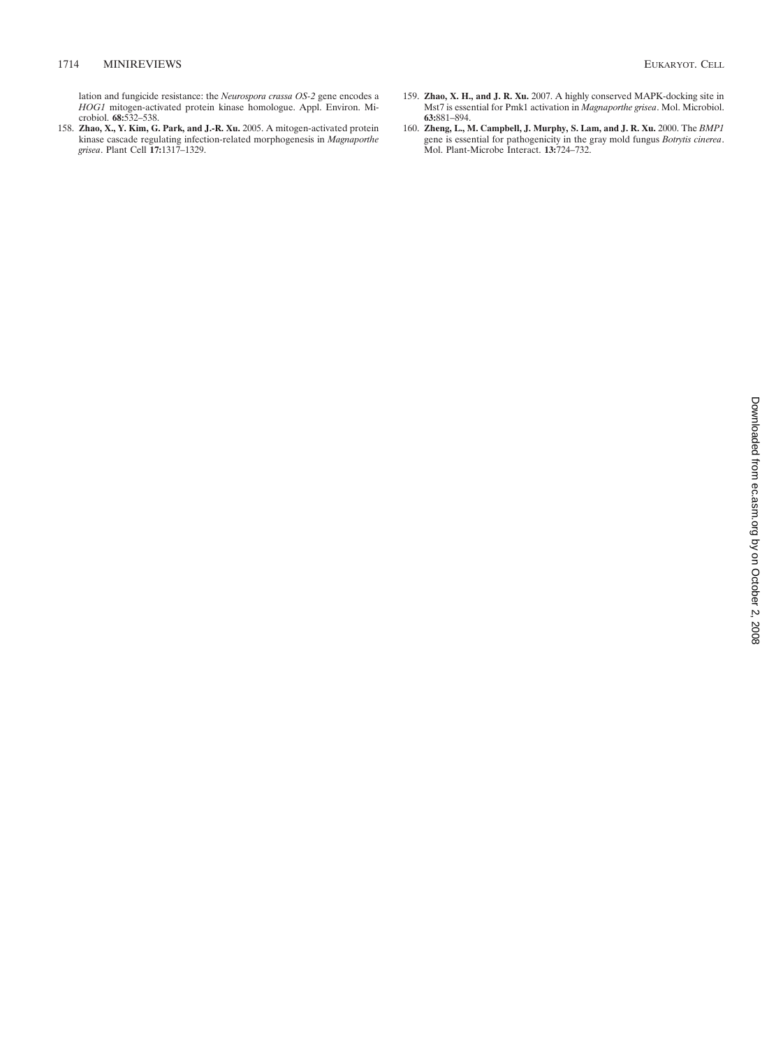lation and fungicide resistance: the *Neurospora crassa OS-2* gene encodes a *HOG1* mitogen-activated protein kinase homologue. Appl. Environ. Microbiol. **68:**532–538.

158. **Zhao, X., Y. Kim, G. Park, and J.-R. Xu.** 2005. A mitogen-activated protein kinase cascade regulating infection-related morphogenesis in *Magnaporthe grisea*. Plant Cell **17:**1317–1329.
159. **Zhao, X. H., and J. R. Xu.** 2007. A highly conserved MAPK-docking site in Mst7 is essential for Pmk1 activation in *Magnaporthe grisea*. Mol. Microbiol. **63:**881–894.
160. **Zheng, L., M. Campbell, J. Murphy, S. Lam, and J. R. Xu.** 2000. The *BMP1* gene is essential for pathogenicity in the gray mold fungus *Botrytis cinerea*. Mol. Plant-Microbe Interact. **13:**724–732.